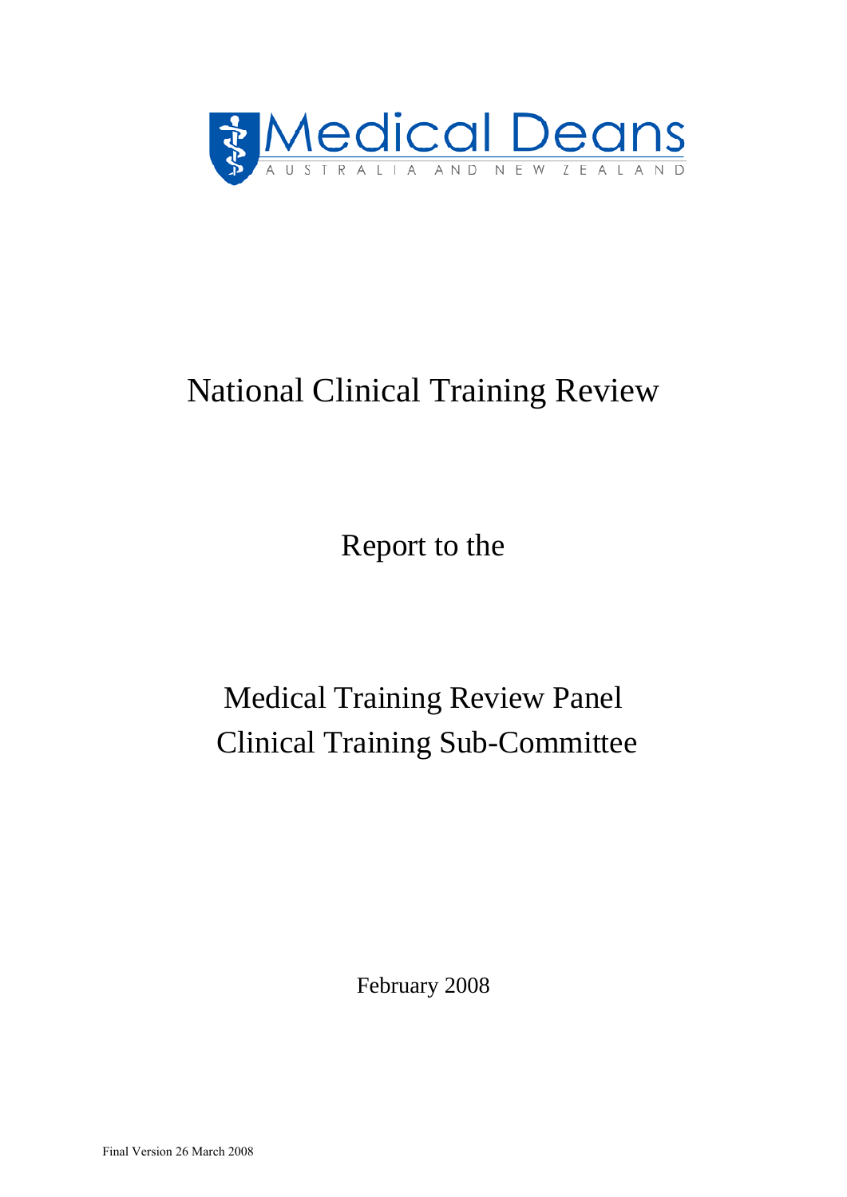Medical Deans

AUSTRALIA AND NEW ZEALAND

# National Clinical Training Review

Report to the

Medical Training Review Panel
Clinical Training Sub-Committee

February 2008

Final Version 26 March 2008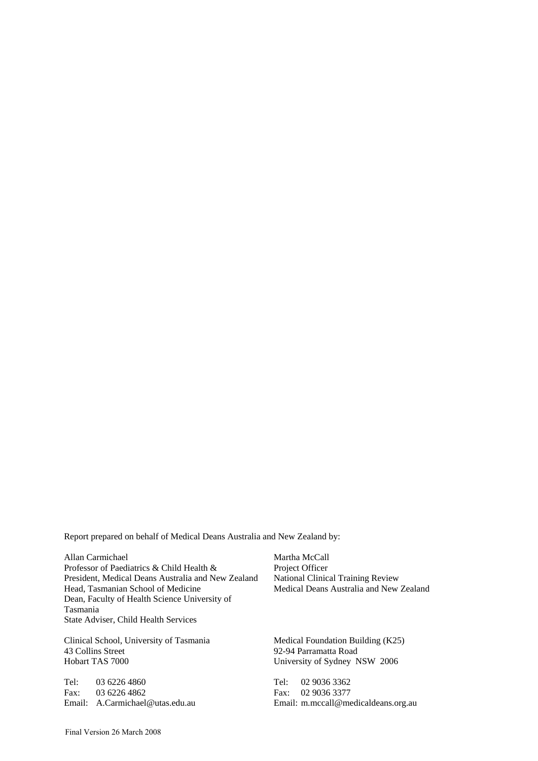Report prepared on behalf of Medical Deans Australia and New Zealand by:

Allan Carmichael
Professor of Paediatrics & Child Health &
President, Medical Deans Australia and New Zealand
Head, Tasmanian School of Medicine
Dean, Faculty of Health Science University of Tasmania
State Adviser, Child Health Services

Clinical School, University of Tasmania
43 Collins Street
Hobart TAS 7000

Tel: 03 6226 4860
Fax: 03 6226 4862
Email: A.Carmichael@utas.edu.au

Martha McCall
Project Officer
National Clinical Training Review
Medical Deans Australia and New Zealand

Medical Foundation Building (K25)
92-94 Parramatta Road
University of Sydney NSW 2006

Tel: 02 9036 3362
Fax: 02 9036 3377
Email: m.mccall@medicaldeans.org.au

Final Version 26 March 2008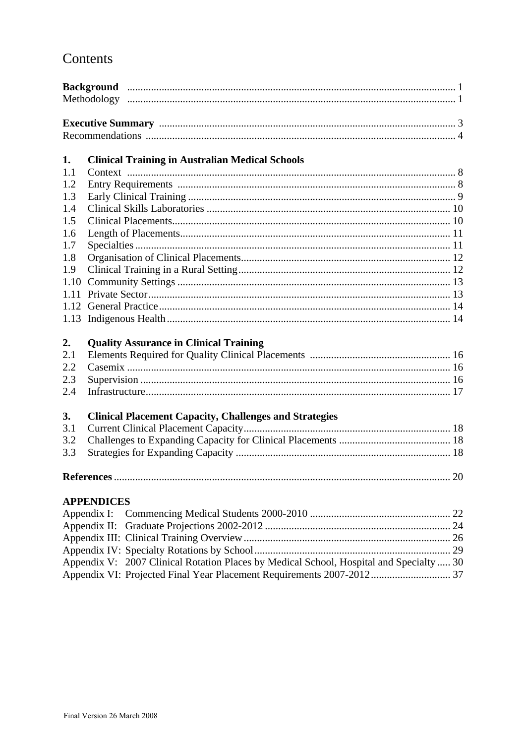# Contents

| | | |
|---|---|---|
| **Background** | | 1 |
| Methodology | | 1 |
| **Executive Summary** | | 3 |
| Recommendations | | 4 |
| **1.** | **Clinical Training in Australian Medical Schools** | |
| 1.1 | Context | 8 |
| 1.2 | Entry Requirements | 8 |
| 1.3 | Early Clinical Training | 9 |
| 1.4 | Clinical Skills Laboratories | 10 |
| 1.5 | Clinical Placements | 10 |
| 1.6 | Length of Placements | 11 |
| 1.7 | Specialties | 11 |
| 1.8 | Organisation of Clinical Placements | 12 |
| 1.9 | Clinical Training in a Rural Setting | 12 |
| 1.10 | Community Settings | 13 |
| 1.11 | Private Sector | 13 |
| 1.12 | General Practice | 14 |
| 1.13 | Indigenous Health | 14 |
| **2.** | **Quality Assurance in Clinical Training** | |
| 2.1 | Elements Required for Quality Clinical Placements | 16 |
| 2.2 | Casemix | 16 |
| 2.3 | Supervision | 16 |
| 2.4 | Infrastructure | 17 |
| **3.** | **Clinical Placement Capacity, Challenges and Strategies** | |
| 3.1 | Current Clinical Placement Capacity | 18 |
| 3.2 | Challenges to Expanding Capacity for Clinical Placements | 18 |
| 3.3 | Strategies for Expanding Capacity | 18 |
| **References** | | 20 |
| **APPENDICES** | | |
| Appendix I: | Commencing Medical Students 2000-2010 | 22 |
| Appendix II: | Graduate Projections 2002-2012 | 24 |
| Appendix III: | Clinical Training Overview | 26 |
| Appendix IV: | Specialty Rotations by School | 29 |
| Appendix V: | 2007 Clinical Rotation Places by Medical School, Hospital and Specialty | 30 |
| Appendix VI: | Projected Final Year Placement Requirements 2007-2012 | 37 |

Final Version 26 March 2008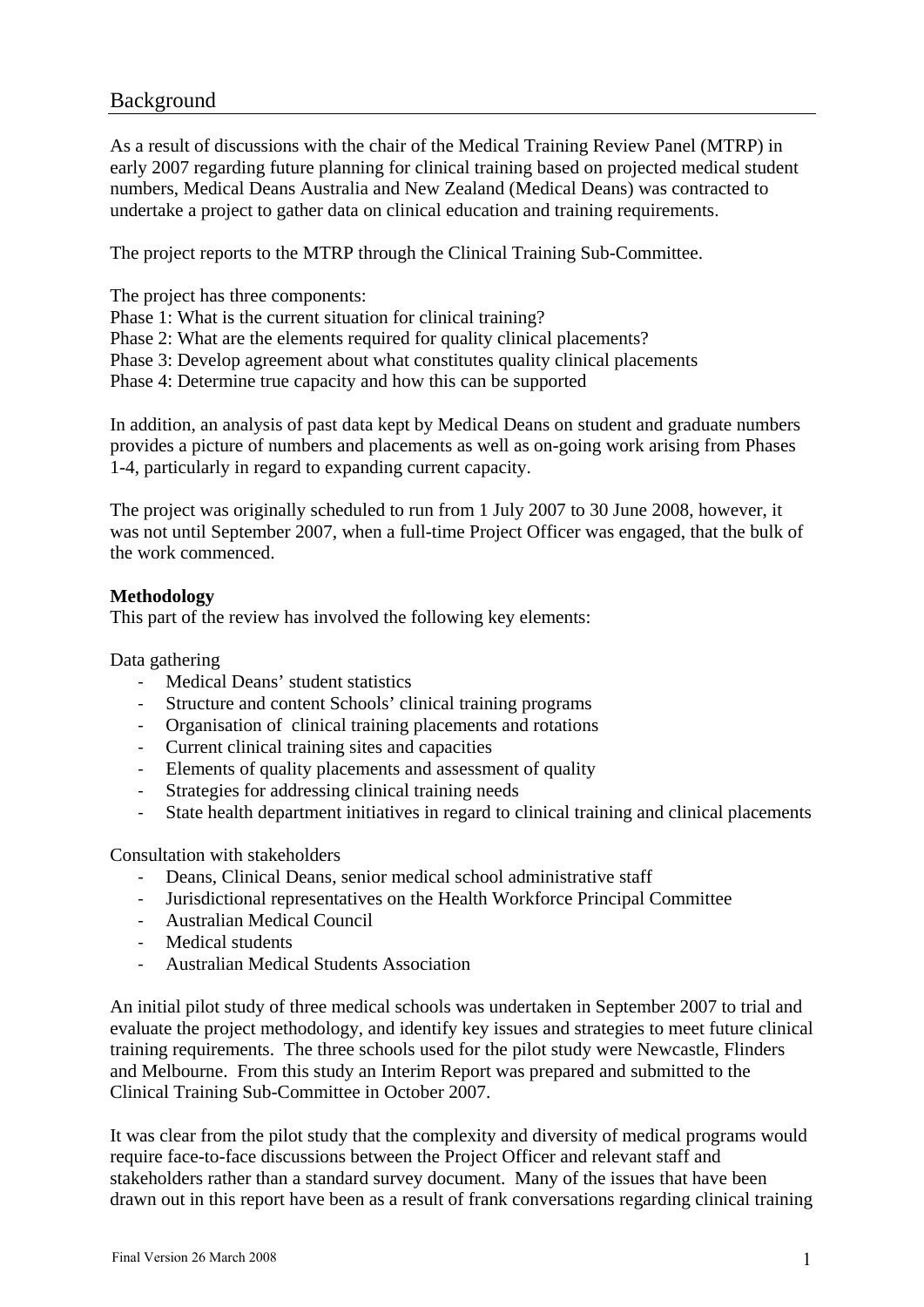## Background

As a result of discussions with the chair of the Medical Training Review Panel (MTRP) in early 2007 regarding future planning for clinical training based on projected medical student numbers, Medical Deans Australia and New Zealand (Medical Deans) was contracted to undertake a project to gather data on clinical education and training requirements.

The project reports to the MTRP through the Clinical Training Sub-Committee.

The project has three components:
Phase 1: What is the current situation for clinical training?
Phase 2: What are the elements required for quality clinical placements?
Phase 3: Develop agreement about what constitutes quality clinical placements
Phase 4: Determine true capacity and how this can be supported

In addition, an analysis of past data kept by Medical Deans on student and graduate numbers provides a picture of numbers and placements as well as on-going work arising from Phases 1-4, particularly in regard to expanding current capacity.

The project was originally scheduled to run from 1 July 2007 to 30 June 2008, however, it was not until September 2007, when a full-time Project Officer was engaged, that the bulk of the work commenced.

**Methodology**
This part of the review has involved the following key elements:

Data gathering

- Medical Deans' student statistics
- Structure and content Schools' clinical training programs
- Organisation of clinical training placements and rotations
- Current clinical training sites and capacities
- Elements of quality placements and assessment of quality
- Strategies for addressing clinical training needs
- State health department initiatives in regard to clinical training and clinical placements

Consultation with stakeholders

- Deans, Clinical Deans, senior medical school administrative staff
- Jurisdictional representatives on the Health Workforce Principal Committee
- Australian Medical Council
- Medical students
- Australian Medical Students Association

An initial pilot study of three medical schools was undertaken in September 2007 to trial and evaluate the project methodology, and identify key issues and strategies to meet future clinical training requirements. The three schools used for the pilot study were Newcastle, Flinders and Melbourne. From this study an Interim Report was prepared and submitted to the Clinical Training Sub-Committee in October 2007.

It was clear from the pilot study that the complexity and diversity of medical programs would require face-to-face discussions between the Project Officer and relevant staff and stakeholders rather than a standard survey document. Many of the issues that have been drawn out in this report have been as a result of frank conversations regarding clinical training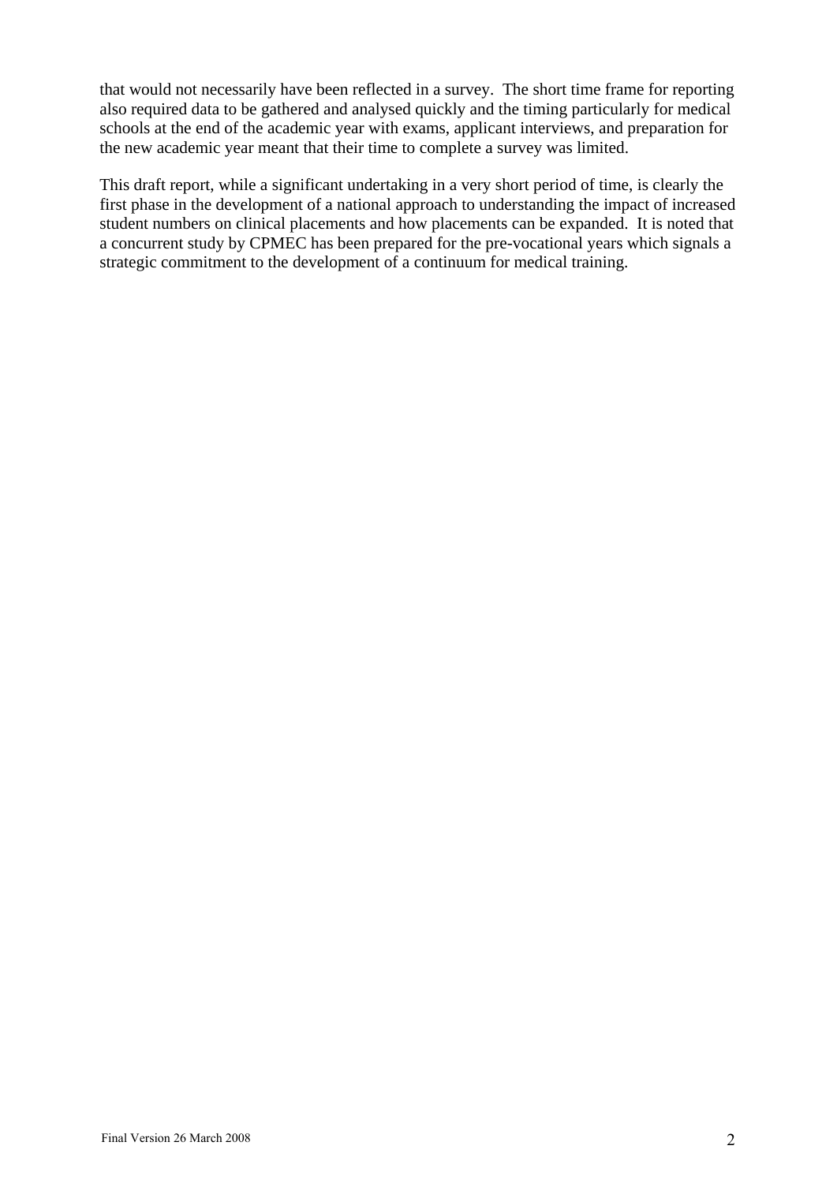that would not necessarily have been reflected in a survey. The short time frame for reporting also required data to be gathered and analysed quickly and the timing particularly for medical schools at the end of the academic year with exams, applicant interviews, and preparation for the new academic year meant that their time to complete a survey was limited.

This draft report, while a significant undertaking in a very short period of time, is clearly the first phase in the development of a national approach to understanding the impact of increased student numbers on clinical placements and how placements can be expanded. It is noted that a concurrent study by CPMEC has been prepared for the pre-vocational years which signals a strategic commitment to the development of a continuum for medical training.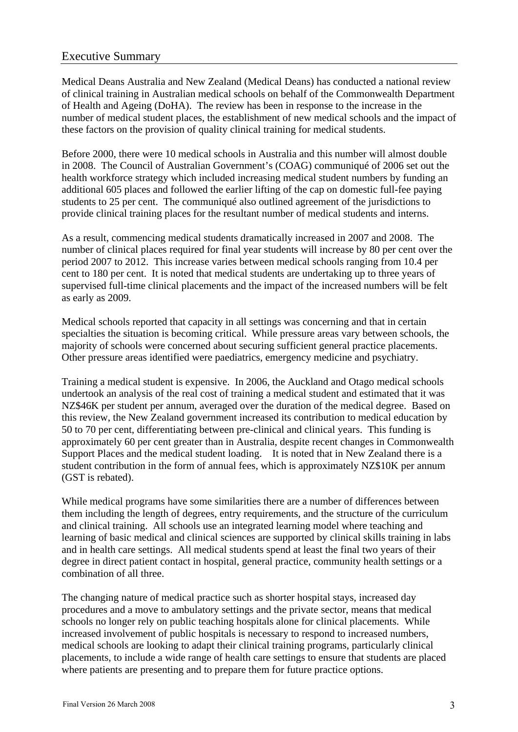## Executive Summary

Medical Deans Australia and New Zealand (Medical Deans) has conducted a national review of clinical training in Australian medical schools on behalf of the Commonwealth Department of Health and Ageing (DoHA). The review has been in response to the increase in the number of medical student places, the establishment of new medical schools and the impact of these factors on the provision of quality clinical training for medical students.

Before 2000, there were 10 medical schools in Australia and this number will almost double in 2008. The Council of Australian Government's (COAG) communiqué of 2006 set out the health workforce strategy which included increasing medical student numbers by funding an additional 605 places and followed the earlier lifting of the cap on domestic full-fee paying students to 25 per cent. The communiqué also outlined agreement of the jurisdictions to provide clinical training places for the resultant number of medical students and interns.

As a result, commencing medical students dramatically increased in 2007 and 2008. The number of clinical places required for final year students will increase by 80 per cent over the period 2007 to 2012. This increase varies between medical schools ranging from 10.4 per cent to 180 per cent. It is noted that medical students are undertaking up to three years of supervised full-time clinical placements and the impact of the increased numbers will be felt as early as 2009.

Medical schools reported that capacity in all settings was concerning and that in certain specialties the situation is becoming critical. While pressure areas vary between schools, the majority of schools were concerned about securing sufficient general practice placements. Other pressure areas identified were paediatrics, emergency medicine and psychiatry.

Training a medical student is expensive. In 2006, the Auckland and Otago medical schools undertook an analysis of the real cost of training a medical student and estimated that it was NZ$46K per student per annum, averaged over the duration of the medical degree. Based on this review, the New Zealand government increased its contribution to medical education by 50 to 70 per cent, differentiating between pre-clinical and clinical years. This funding is approximately 60 per cent greater than in Australia, despite recent changes in Commonwealth Support Places and the medical student loading. It is noted that in New Zealand there is a student contribution in the form of annual fees, which is approximately NZ$10K per annum (GST is rebated).

While medical programs have some similarities there are a number of differences between them including the length of degrees, entry requirements, and the structure of the curriculum and clinical training. All schools use an integrated learning model where teaching and learning of basic medical and clinical sciences are supported by clinical skills training in labs and in health care settings. All medical students spend at least the final two years of their degree in direct patient contact in hospital, general practice, community health settings or a combination of all three.

The changing nature of medical practice such as shorter hospital stays, increased day procedures and a move to ambulatory settings and the private sector, means that medical schools no longer rely on public teaching hospitals alone for clinical placements. While increased involvement of public hospitals is necessary to respond to increased numbers, medical schools are looking to adapt their clinical training programs, particularly clinical placements, to include a wide range of health care settings to ensure that students are placed where patients are presenting and to prepare them for future practice options.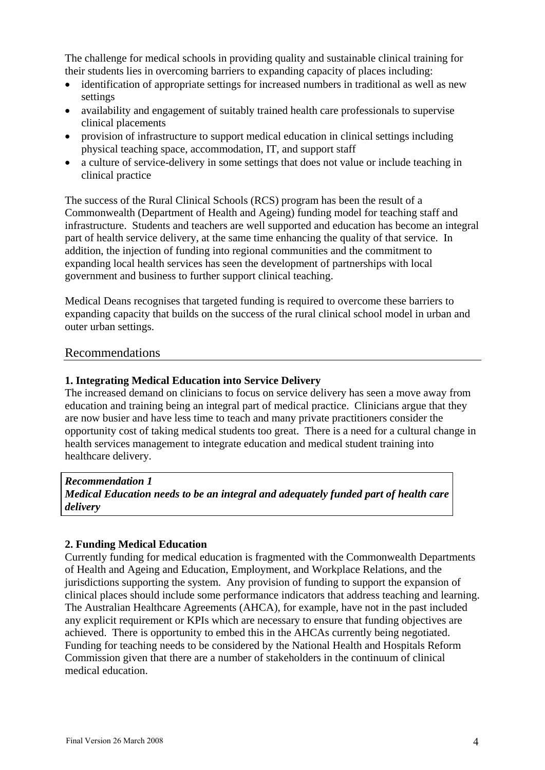The challenge for medical schools in providing quality and sustainable clinical training for their students lies in overcoming barriers to expanding capacity of places including:

- identification of appropriate settings for increased numbers in traditional as well as new settings
- availability and engagement of suitably trained health care professionals to supervise clinical placements
- provision of infrastructure to support medical education in clinical settings including physical teaching space, accommodation, IT, and support staff
- a culture of service-delivery in some settings that does not value or include teaching in clinical practice

The success of the Rural Clinical Schools (RCS) program has been the result of a Commonwealth (Department of Health and Ageing) funding model for teaching staff and infrastructure. Students and teachers are well supported and education has become an integral part of health service delivery, at the same time enhancing the quality of that service. In addition, the injection of funding into regional communities and the commitment to expanding local health services has seen the development of partnerships with local government and business to further support clinical teaching.

Medical Deans recognises that targeted funding is required to overcome these barriers to expanding capacity that builds on the success of the rural clinical school model in urban and outer urban settings.

## Recommendations

### 1. Integrating Medical Education into Service Delivery

The increased demand on clinicians to focus on service delivery has seen a move away from education and training being an integral part of medical practice. Clinicians argue that they are now busier and have less time to teach and many private practitioners consider the opportunity cost of taking medical students too great. There is a need for a cultural change in health services management to integrate education and medical student training into healthcare delivery.

***Recommendation 1***
***Medical Education needs to be an integral and adequately funded part of health care delivery***

### 2. Funding Medical Education

Currently funding for medical education is fragmented with the Commonwealth Departments of Health and Ageing and Education, Employment, and Workplace Relations, and the jurisdictions supporting the system. Any provision of funding to support the expansion of clinical places should include some performance indicators that address teaching and learning. The Australian Healthcare Agreements (AHCA), for example, have not in the past included any explicit requirement or KPIs which are necessary to ensure that funding objectives are achieved. There is opportunity to embed this in the AHCAs currently being negotiated. Funding for teaching needs to be considered by the National Health and Hospitals Reform Commission given that there are a number of stakeholders in the continuum of clinical medical education.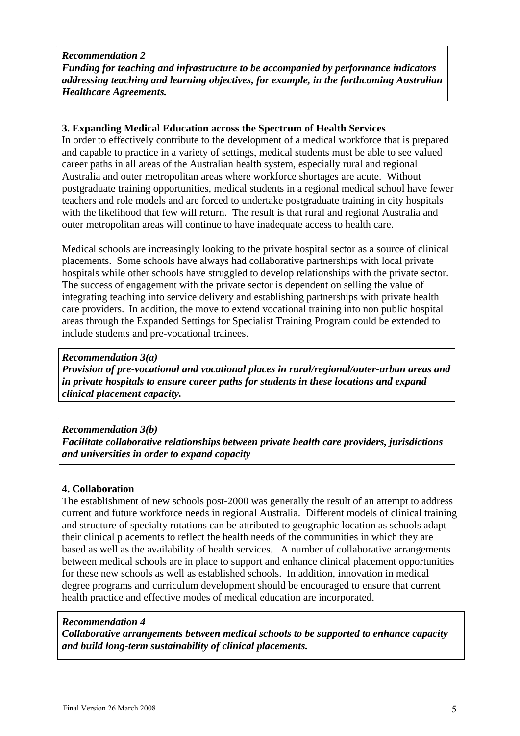***Recommendation 2***
***Funding for teaching and infrastructure to be accompanied by performance indicators addressing teaching and learning objectives, for example, in the forthcoming Australian Healthcare Agreements.***

### 3. Expanding Medical Education across the Spectrum of Health Services

In order to effectively contribute to the development of a medical workforce that is prepared and capable to practice in a variety of settings, medical students must be able to see valued career paths in all areas of the Australian health system, especially rural and regional Australia and outer metropolitan areas where workforce shortages are acute. Without postgraduate training opportunities, medical students in a regional medical school have fewer teachers and role models and are forced to undertake postgraduate training in city hospitals with the likelihood that few will return. The result is that rural and regional Australia and outer metropolitan areas will continue to have inadequate access to health care.

Medical schools are increasingly looking to the private hospital sector as a source of clinical placements. Some schools have always had collaborative partnerships with local private hospitals while other schools have struggled to develop relationships with the private sector. The success of engagement with the private sector is dependent on selling the value of integrating teaching into service delivery and establishing partnerships with private health care providers. In addition, the move to extend vocational training into non public hospital areas through the Expanded Settings for Specialist Training Program could be extended to include students and pre-vocational trainees.

***Recommendation 3(a)***
***Provision of pre-vocational and vocational places in rural/regional/outer-urban areas and in private hospitals to ensure career paths for students in these locations and expand clinical placement capacity.***

***Recommendation 3(b)***
***Facilitate collaborative relationships between private health care providers, jurisdictions and universities in order to expand capacity***

### 4. Collaboration

The establishment of new schools post-2000 was generally the result of an attempt to address current and future workforce needs in regional Australia. Different models of clinical training and structure of specialty rotations can be attributed to geographic location as schools adapt their clinical placements to reflect the health needs of the communities in which they are based as well as the availability of health services. A number of collaborative arrangements between medical schools are in place to support and enhance clinical placement opportunities for these new schools as well as established schools. In addition, innovation in medical degree programs and curriculum development should be encouraged to ensure that current health practice and effective modes of medical education are incorporated.

***Recommendation 4***
***Collaborative arrangements between medical schools to be supported to enhance capacity and build long-term sustainability of clinical placements.***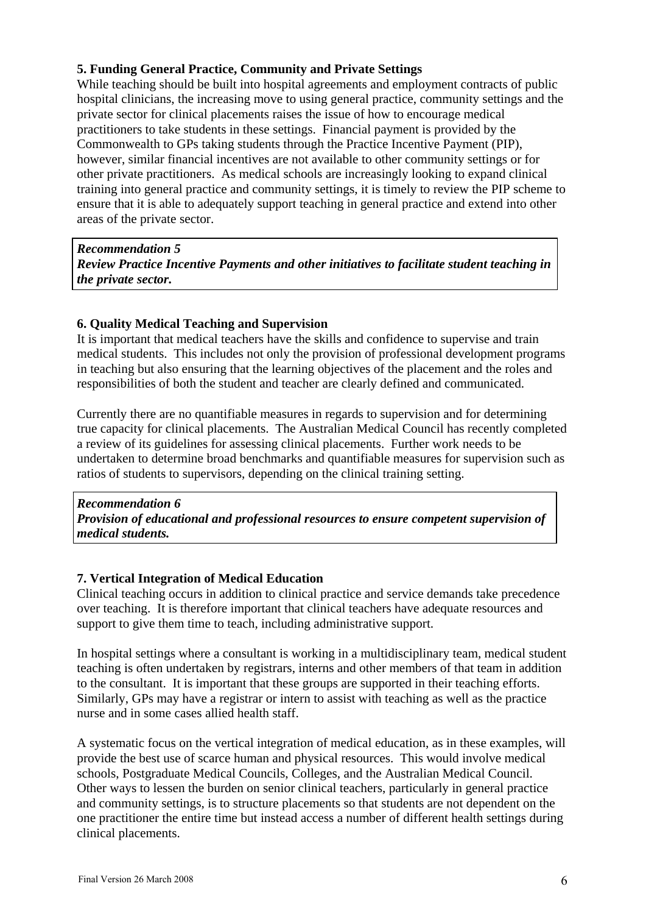### 5. Funding General Practice, Community and Private Settings

While teaching should be built into hospital agreements and employment contracts of public hospital clinicians, the increasing move to using general practice, community settings and the private sector for clinical placements raises the issue of how to encourage medical practitioners to take students in these settings. Financial payment is provided by the Commonwealth to GPs taking students through the Practice Incentive Payment (PIP), however, similar financial incentives are not available to other community settings or for other private practitioners. As medical schools are increasingly looking to expand clinical training into general practice and community settings, it is timely to review the PIP scheme to ensure that it is able to adequately support teaching in general practice and extend into other areas of the private sector.

> ***Recommendation 5***
> ***Review Practice Incentive Payments and other initiatives to facilitate student teaching in the private sector.***

### 6. Quality Medical Teaching and Supervision

It is important that medical teachers have the skills and confidence to supervise and train medical students. This includes not only the provision of professional development programs in teaching but also ensuring that the learning objectives of the placement and the roles and responsibilities of both the student and teacher are clearly defined and communicated.

Currently there are no quantifiable measures in regards to supervision and for determining true capacity for clinical placements. The Australian Medical Council has recently completed a review of its guidelines for assessing clinical placements. Further work needs to be undertaken to determine broad benchmarks and quantifiable measures for supervision such as ratios of students to supervisors, depending on the clinical training setting.

> ***Recommendation 6***
> ***Provision of educational and professional resources to ensure competent supervision of medical students.***

### 7. Vertical Integration of Medical Education

Clinical teaching occurs in addition to clinical practice and service demands take precedence over teaching. It is therefore important that clinical teachers have adequate resources and support to give them time to teach, including administrative support.

In hospital settings where a consultant is working in a multidisciplinary team, medical student teaching is often undertaken by registrars, interns and other members of that team in addition to the consultant. It is important that these groups are supported in their teaching efforts. Similarly, GPs may have a registrar or intern to assist with teaching as well as the practice nurse and in some cases allied health staff.

A systematic focus on the vertical integration of medical education, as in these examples, will provide the best use of scarce human and physical resources. This would involve medical schools, Postgraduate Medical Councils, Colleges, and the Australian Medical Council. Other ways to lessen the burden on senior clinical teachers, particularly in general practice and community settings, is to structure placements so that students are not dependent on the one practitioner the entire time but instead access a number of different health settings during clinical placements.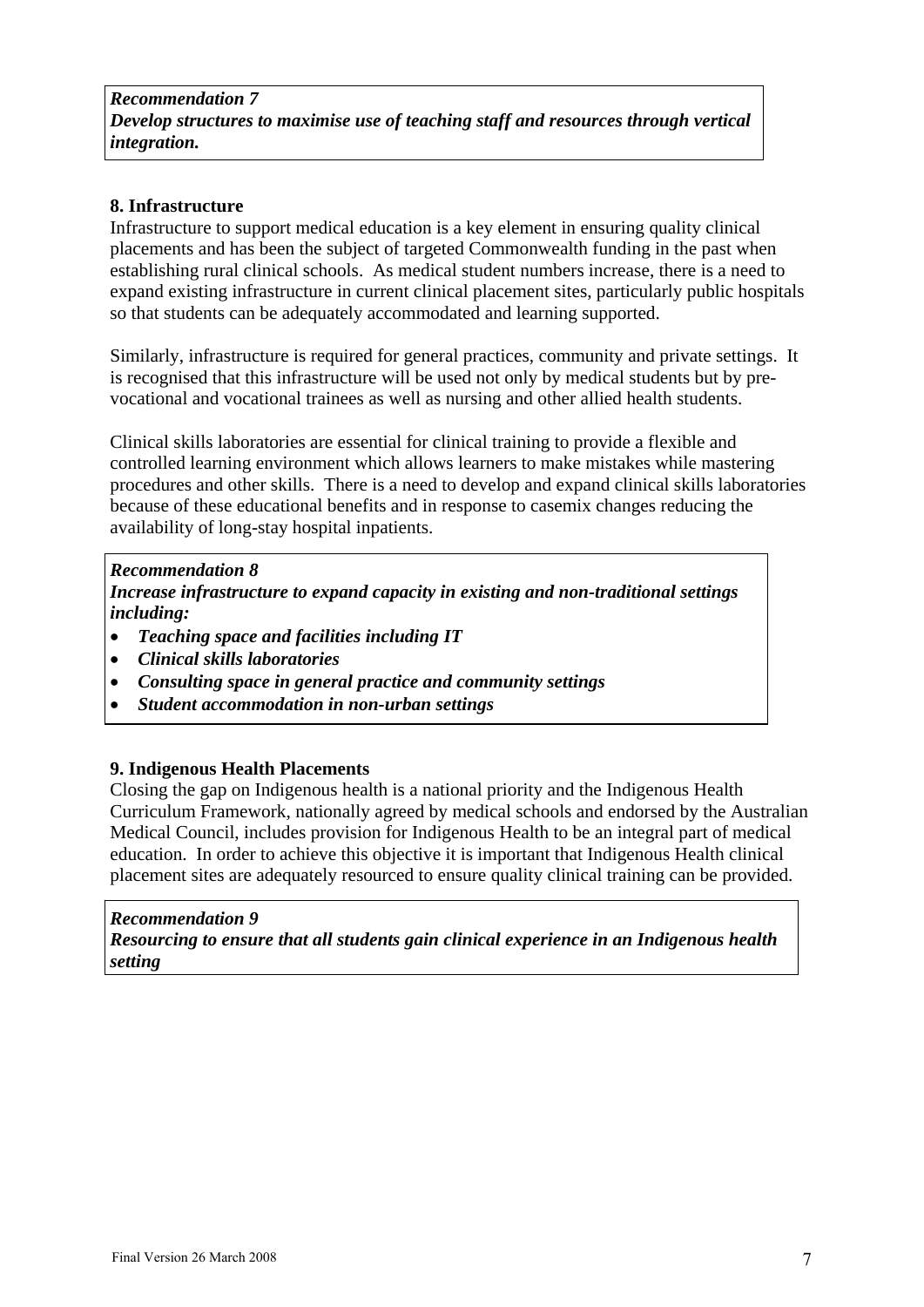***Recommendation 7***
***Develop structures to maximise use of teaching staff and resources through vertical integration.***

**8. Infrastructure**

Infrastructure to support medical education is a key element in ensuring quality clinical placements and has been the subject of targeted Commonwealth funding in the past when establishing rural clinical schools. As medical student numbers increase, there is a need to expand existing infrastructure in current clinical placement sites, particularly public hospitals so that students can be adequately accommodated and learning supported.

Similarly, infrastructure is required for general practices, community and private settings. It is recognised that this infrastructure will be used not only by medical students but by pre-vocational and vocational trainees as well as nursing and other allied health students.

Clinical skills laboratories are essential for clinical training to provide a flexible and controlled learning environment which allows learners to make mistakes while mastering procedures and other skills. There is a need to develop and expand clinical skills laboratories because of these educational benefits and in response to casemix changes reducing the availability of long-stay hospital inpatients.

***Recommendation 8***
***Increase infrastructure to expand capacity in existing and non-traditional settings including:***

- ***Teaching space and facilities including IT***
- ***Clinical skills laboratories***
- ***Consulting space in general practice and community settings***
- ***Student accommodation in non-urban settings***

**9. Indigenous Health Placements**

Closing the gap on Indigenous health is a national priority and the Indigenous Health Curriculum Framework, nationally agreed by medical schools and endorsed by the Australian Medical Council, includes provision for Indigenous Health to be an integral part of medical education. In order to achieve this objective it is important that Indigenous Health clinical placement sites are adequately resourced to ensure quality clinical training can be provided.

***Recommendation 9***
***Resourcing to ensure that all students gain clinical experience in an Indigenous health setting***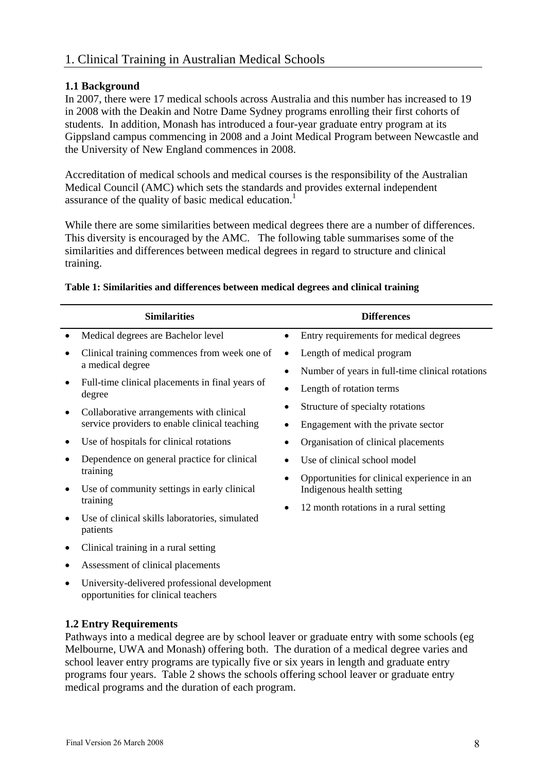# 1. Clinical Training in Australian Medical Schools

### 1.1 Background

In 2007, there were 17 medical schools across Australia and this number has increased to 19 in 2008 with the Deakin and Notre Dame Sydney programs enrolling their first cohorts of students. In addition, Monash has introduced a four-year graduate entry program at its Gippsland campus commencing in 2008 and a Joint Medical Program between Newcastle and the University of New England commences in 2008.

Accreditation of medical schools and medical courses is the responsibility of the Australian Medical Council (AMC) which sets the standards and provides external independent assurance of the quality of basic medical education.[1]

While there are some similarities between medical degrees there are a number of differences. This diversity is encouraged by the AMC. The following table summarises some of the similarities and differences between medical degrees in regard to structure and clinical training.

**Table 1: Similarities and differences between medical degrees and clinical training**

| Similarities | Differences |
|---|---|
| • Medical degrees are Bachelor level | • Entry requirements for medical degrees |
| • Clinical training commences from week one of a medical degree | • Length of medical program |
| • Full-time clinical placements in final years of degree | • Number of years in full-time clinical rotations |
| • Collaborative arrangements with clinical service providers to enable clinical teaching | • Length of rotation terms |
| • Use of hospitals for clinical rotations | • Structure of specialty rotations |
| • Dependence on general practice for clinical training | • Engagement with the private sector |
| • Use of community settings in early clinical training | • Organisation of clinical placements |
| • Use of clinical skills laboratories, simulated patients | • Use of clinical school model |
| • Clinical training in a rural setting | • Opportunities for clinical experience in an Indigenous health setting |
| • Assessment of clinical placements | • 12 month rotations in a rural setting |
| • University-delivered professional development opportunities for clinical teachers | |

### 1.2 Entry Requirements

Pathways into a medical degree are by school leaver or graduate entry with some schools (eg Melbourne, UWA and Monash) offering both. The duration of a medical degree varies and school leaver entry programs are typically five or six years in length and graduate entry programs four years. Table 2 shows the schools offering school leaver or graduate entry medical programs and the duration of each program.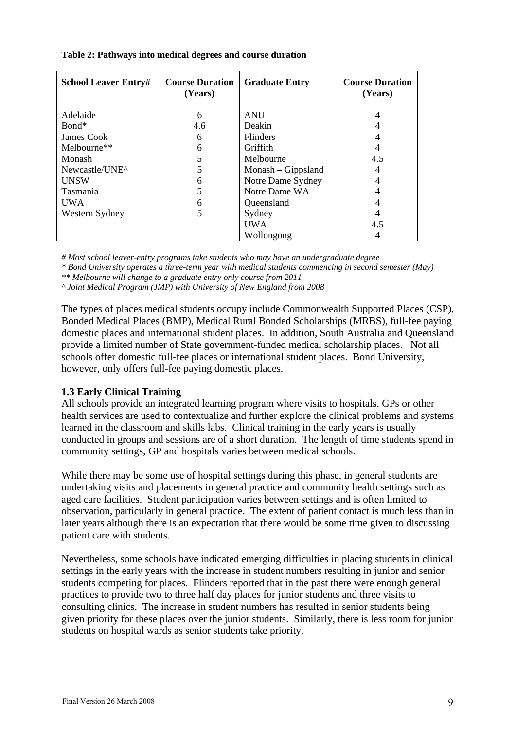**Table 2: Pathways into medical degrees and course duration**

| School Leaver Entry# | Course Duration (Years) | Graduate Entry | Course Duration (Years) |
|---|---|---|---|
| Adelaide | 6 | ANU | 4 |
| Bond* | 4.6 | Deakin | 4 |
| James Cook | 6 | Flinders | 4 |
| Melbourne** | 6 | Griffith | 4 |
| Monash | 5 | Melbourne | 4.5 |
| Newcastle/UNE^ | 5 | Monash – Gippsland | 4 |
| UNSW | 6 | Notre Dame Sydney | 4 |
| Tasmania | 5 | Notre Dame WA | 4 |
| UWA | 6 | Queensland | 4 |
| Western Sydney | 5 | Sydney | 4 |
| | | UWA | 4.5 |
| | | Wollongong | 4 |

*# Most school leaver-entry programs take students who may have an undergraduate degree*
*\* Bond University operates a three-term year with medical students commencing in second semester (May)*
*\*\* Melbourne will change to a graduate entry only course from 2011*
*^ Joint Medical Program (JMP) with University of New England from 2008*

The types of places medical students occupy include Commonwealth Supported Places (CSP), Bonded Medical Places (BMP), Medical Rural Bonded Scholarships (MRBS), full-fee paying domestic places and international student places. In addition, South Australia and Queensland provide a limited number of State government-funded medical scholarship places. Not all schools offer domestic full-fee places or international student places. Bond University, however, only offers full-fee paying domestic places.

### 1.3 Early Clinical Training

All schools provide an integrated learning program where visits to hospitals, GPs or other health services are used to contextualize and further explore the clinical problems and systems learned in the classroom and skills labs. Clinical training in the early years is usually conducted in groups and sessions are of a short duration. The length of time students spend in community settings, GP and hospitals varies between medical schools.

While there may be some use of hospital settings during this phase, in general students are undertaking visits and placements in general practice and community health settings such as aged care facilities. Student participation varies between settings and is often limited to observation, particularly in general practice. The extent of patient contact is much less than in later years although there is an expectation that there would be some time given to discussing patient care with students.

Nevertheless, some schools have indicated emerging difficulties in placing students in clinical settings in the early years with the increase in student numbers resulting in junior and senior students competing for places. Flinders reported that in the past there were enough general practices to provide two to three half day places for junior students and three visits to consulting clinics. The increase in student numbers has resulted in senior students being given priority for these places over the junior students. Similarly, there is less room for junior students on hospital wards as senior students take priority.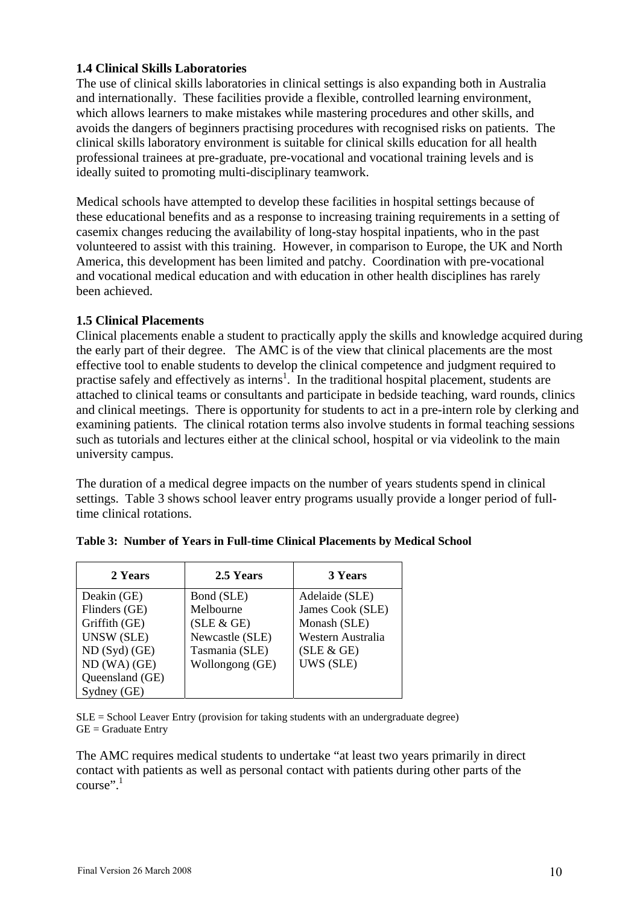### 1.4 Clinical Skills Laboratories

The use of clinical skills laboratories in clinical settings is also expanding both in Australia and internationally. These facilities provide a flexible, controlled learning environment, which allows learners to make mistakes while mastering procedures and other skills, and avoids the dangers of beginners practising procedures with recognised risks on patients. The clinical skills laboratory environment is suitable for clinical skills education for all health professional trainees at pre-graduate, pre-vocational and vocational training levels and is ideally suited to promoting multi-disciplinary teamwork.

Medical schools have attempted to develop these facilities in hospital settings because of these educational benefits and as a response to increasing training requirements in a setting of casemix changes reducing the availability of long-stay hospital inpatients, who in the past volunteered to assist with this training. However, in comparison to Europe, the UK and North America, this development has been limited and patchy. Coordination with pre-vocational and vocational medical education and with education in other health disciplines has rarely been achieved.

### 1.5 Clinical Placements

Clinical placements enable a student to practically apply the skills and knowledge acquired during the early part of their degree. The AMC is of the view that clinical placements are the most effective tool to enable students to develop the clinical competence and judgment required to practise safely and effectively as interns[1]. In the traditional hospital placement, students are attached to clinical teams or consultants and participate in bedside teaching, ward rounds, clinics and clinical meetings. There is opportunity for students to act in a pre-intern role by clerking and examining patients. The clinical rotation terms also involve students in formal teaching sessions such as tutorials and lectures either at the clinical school, hospital or via videolink to the main university campus.

The duration of a medical degree impacts on the number of years students spend in clinical settings. Table 3 shows school leaver entry programs usually provide a longer period of full-time clinical rotations.

**Table 3: Number of Years in Full-time Clinical Placements by Medical School**

| 2 Years | 2.5 Years | 3 Years |
|---|---|---|
| Deakin (GE) | Bond (SLE) | Adelaide (SLE) |
| Flinders (GE) | Melbourne (SLE & GE) | James Cook (SLE) |
| Griffith (GE) | Newcastle (SLE) | Monash (SLE) |
| UNSW (SLE) | Tasmania (SLE) | Western Australia (SLE & GE) |
| ND (Syd) (GE) | Wollongong (GE) | UWS (SLE) |
| ND (WA) (GE) | | |
| Queensland (GE) | | |
| Sydney (GE) | | |

SLE = School Leaver Entry (provision for taking students with an undergraduate degree)
GE = Graduate Entry

The AMC requires medical students to undertake "at least two years primarily in direct contact with patients as well as personal contact with patients during other parts of the course".[1]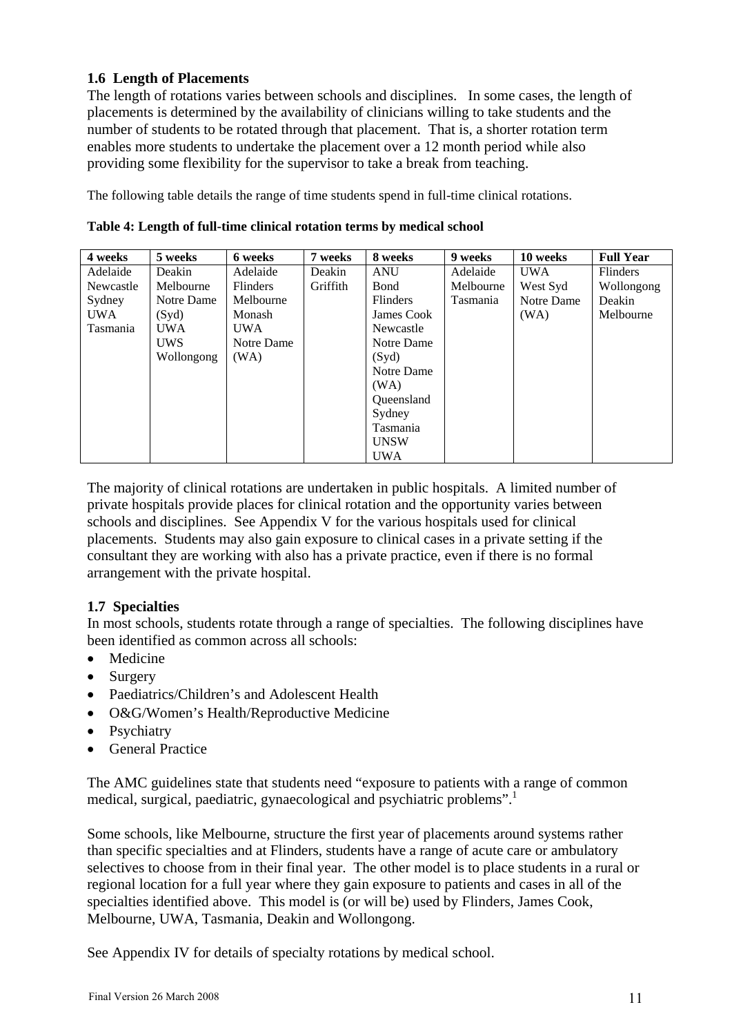### 1.6 Length of Placements

The length of rotations varies between schools and disciplines. In some cases, the length of placements is determined by the availability of clinicians willing to take students and the number of students to be rotated through that placement. That is, a shorter rotation term enables more students to undertake the placement over a 12 month period while also providing some flexibility for the supervisor to take a break from teaching.

The following table details the range of time students spend in full-time clinical rotations.

**Table 4: Length of full-time clinical rotation terms by medical school**

| 4 weeks | 5 weeks | 6 weeks | 7 weeks | 8 weeks | 9 weeks | 10 weeks | Full Year |
|---|---|---|---|---|---|---|---|
| Adelaide | Deakin | Adelaide | Deakin | ANU | Adelaide | UWA | Flinders |
| Newcastle | Melbourne | Flinders | Griffith | Bond | Melbourne | West Syd | Wollongong |
| Sydney | Notre Dame (Syd) | Melbourne | | Flinders | Tasmania | Notre Dame (WA) | Deakin |
| UWA | UWA | Monash | | James Cook | | | Melbourne |
| Tasmania | UWS | UWA | | Newcastle | | | |
| | Wollongong | Notre Dame (WA) | | Notre Dame (Syd) | | | |
| | | | | Notre Dame (WA) | | | |
| | | | | Queensland | | | |
| | | | | Sydney | | | |
| | | | | Tasmania | | | |
| | | | | UNSW | | | |
| | | | | UWA | | | |

The majority of clinical rotations are undertaken in public hospitals. A limited number of private hospitals provide places for clinical rotation and the opportunity varies between schools and disciplines. See Appendix V for the various hospitals used for clinical placements. Students may also gain exposure to clinical cases in a private setting if the consultant they are working with also has a private practice, even if there is no formal arrangement with the private hospital.

### 1.7 Specialties

In most schools, students rotate through a range of specialties. The following disciplines have been identified as common across all schools:

- Medicine
- Surgery
- Paediatrics/Children's and Adolescent Health
- O&G/Women's Health/Reproductive Medicine
- Psychiatry
- General Practice

The AMC guidelines state that students need "exposure to patients with a range of common medical, surgical, paediatric, gynaecological and psychiatric problems".[1]

Some schools, like Melbourne, structure the first year of placements around systems rather than specific specialties and at Flinders, students have a range of acute care or ambulatory selectives to choose from in their final year. The other model is to place students in a rural or regional location for a full year where they gain exposure to patients and cases in all of the specialties identified above. This model is (or will be) used by Flinders, James Cook, Melbourne, UWA, Tasmania, Deakin and Wollongong.

See Appendix IV for details of specialty rotations by medical school.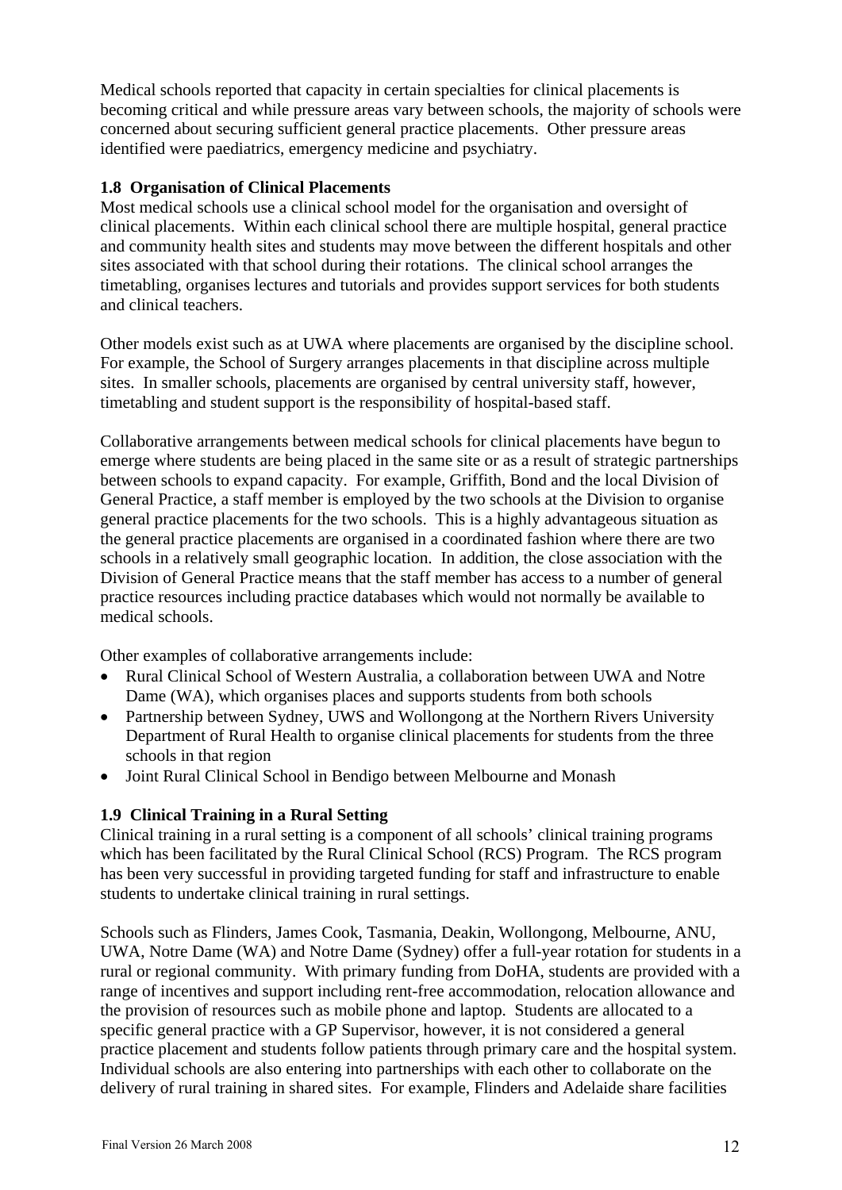Medical schools reported that capacity in certain specialties for clinical placements is becoming critical and while pressure areas vary between schools, the majority of schools were concerned about securing sufficient general practice placements. Other pressure areas identified were paediatrics, emergency medicine and psychiatry.

### 1.8 Organisation of Clinical Placements

Most medical schools use a clinical school model for the organisation and oversight of clinical placements. Within each clinical school there are multiple hospital, general practice and community health sites and students may move between the different hospitals and other sites associated with that school during their rotations. The clinical school arranges the timetabling, organises lectures and tutorials and provides support services for both students and clinical teachers.

Other models exist such as at UWA where placements are organised by the discipline school. For example, the School of Surgery arranges placements in that discipline across multiple sites. In smaller schools, placements are organised by central university staff, however, timetabling and student support is the responsibility of hospital-based staff.

Collaborative arrangements between medical schools for clinical placements have begun to emerge where students are being placed in the same site or as a result of strategic partnerships between schools to expand capacity. For example, Griffith, Bond and the local Division of General Practice, a staff member is employed by the two schools at the Division to organise general practice placements for the two schools. This is a highly advantageous situation as the general practice placements are organised in a coordinated fashion where there are two schools in a relatively small geographic location. In addition, the close association with the Division of General Practice means that the staff member has access to a number of general practice resources including practice databases which would not normally be available to medical schools.

Other examples of collaborative arrangements include:

- Rural Clinical School of Western Australia, a collaboration between UWA and Notre Dame (WA), which organises places and supports students from both schools
- Partnership between Sydney, UWS and Wollongong at the Northern Rivers University Department of Rural Health to organise clinical placements for students from the three schools in that region
- Joint Rural Clinical School in Bendigo between Melbourne and Monash

### 1.9 Clinical Training in a Rural Setting

Clinical training in a rural setting is a component of all schools' clinical training programs which has been facilitated by the Rural Clinical School (RCS) Program. The RCS program has been very successful in providing targeted funding for staff and infrastructure to enable students to undertake clinical training in rural settings.

Schools such as Flinders, James Cook, Tasmania, Deakin, Wollongong, Melbourne, ANU, UWA, Notre Dame (WA) and Notre Dame (Sydney) offer a full-year rotation for students in a rural or regional community. With primary funding from DoHA, students are provided with a range of incentives and support including rent-free accommodation, relocation allowance and the provision of resources such as mobile phone and laptop. Students are allocated to a specific general practice with a GP Supervisor, however, it is not considered a general practice placement and students follow patients through primary care and the hospital system. Individual schools are also entering into partnerships with each other to collaborate on the delivery of rural training in shared sites. For example, Flinders and Adelaide share facilities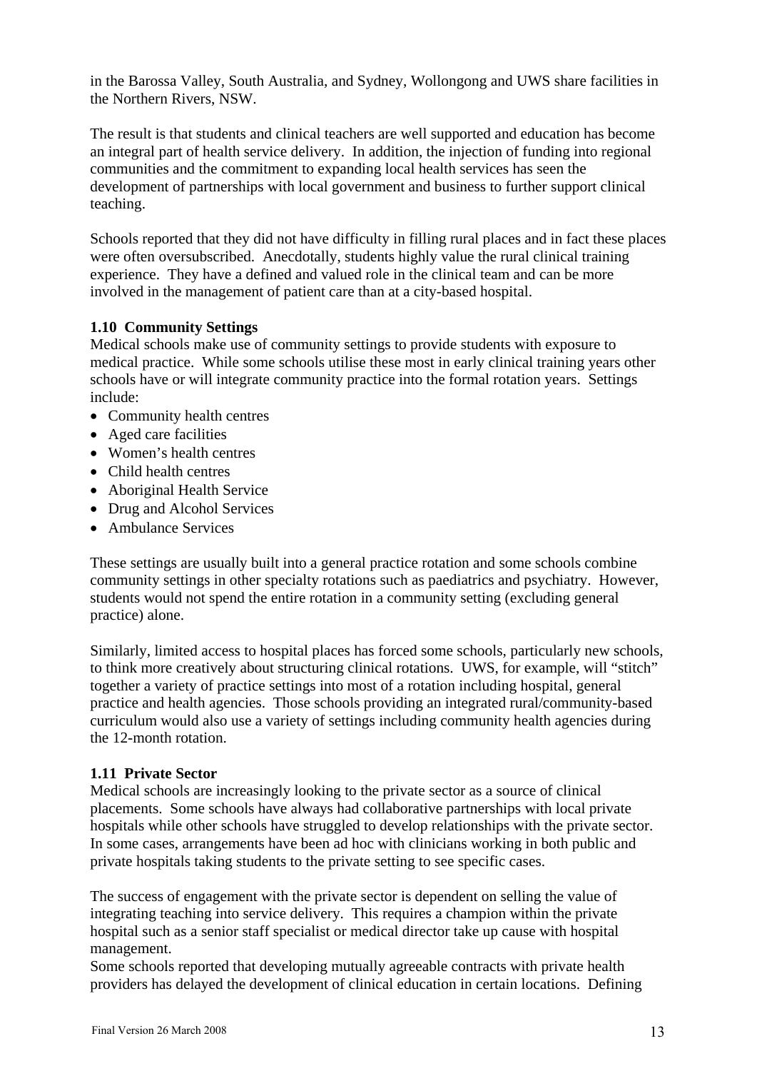in the Barossa Valley, South Australia, and Sydney, Wollongong and UWS share facilities in the Northern Rivers, NSW.

The result is that students and clinical teachers are well supported and education has become an integral part of health service delivery. In addition, the injection of funding into regional communities and the commitment to expanding local health services has seen the development of partnerships with local government and business to further support clinical teaching.

Schools reported that they did not have difficulty in filling rural places and in fact these places were often oversubscribed. Anecdotally, students highly value the rural clinical training experience. They have a defined and valued role in the clinical team and can be more involved in the management of patient care than at a city-based hospital.

### 1.10 Community Settings

Medical schools make use of community settings to provide students with exposure to medical practice. While some schools utilise these most in early clinical training years other schools have or will integrate community practice into the formal rotation years. Settings include:

- Community health centres
- Aged care facilities
- Women's health centres
- Child health centres
- Aboriginal Health Service
- Drug and Alcohol Services
- Ambulance Services

These settings are usually built into a general practice rotation and some schools combine community settings in other specialty rotations such as paediatrics and psychiatry. However, students would not spend the entire rotation in a community setting (excluding general practice) alone.

Similarly, limited access to hospital places has forced some schools, particularly new schools, to think more creatively about structuring clinical rotations. UWS, for example, will "stitch" together a variety of practice settings into most of a rotation including hospital, general practice and health agencies. Those schools providing an integrated rural/community-based curriculum would also use a variety of settings including community health agencies during the 12-month rotation.

### 1.11 Private Sector

Medical schools are increasingly looking to the private sector as a source of clinical placements. Some schools have always had collaborative partnerships with local private hospitals while other schools have struggled to develop relationships with the private sector. In some cases, arrangements have been ad hoc with clinicians working in both public and private hospitals taking students to the private setting to see specific cases.

The success of engagement with the private sector is dependent on selling the value of integrating teaching into service delivery. This requires a champion within the private hospital such as a senior staff specialist or medical director take up cause with hospital management.
Some schools reported that developing mutually agreeable contracts with private health providers has delayed the development of clinical education in certain locations. Defining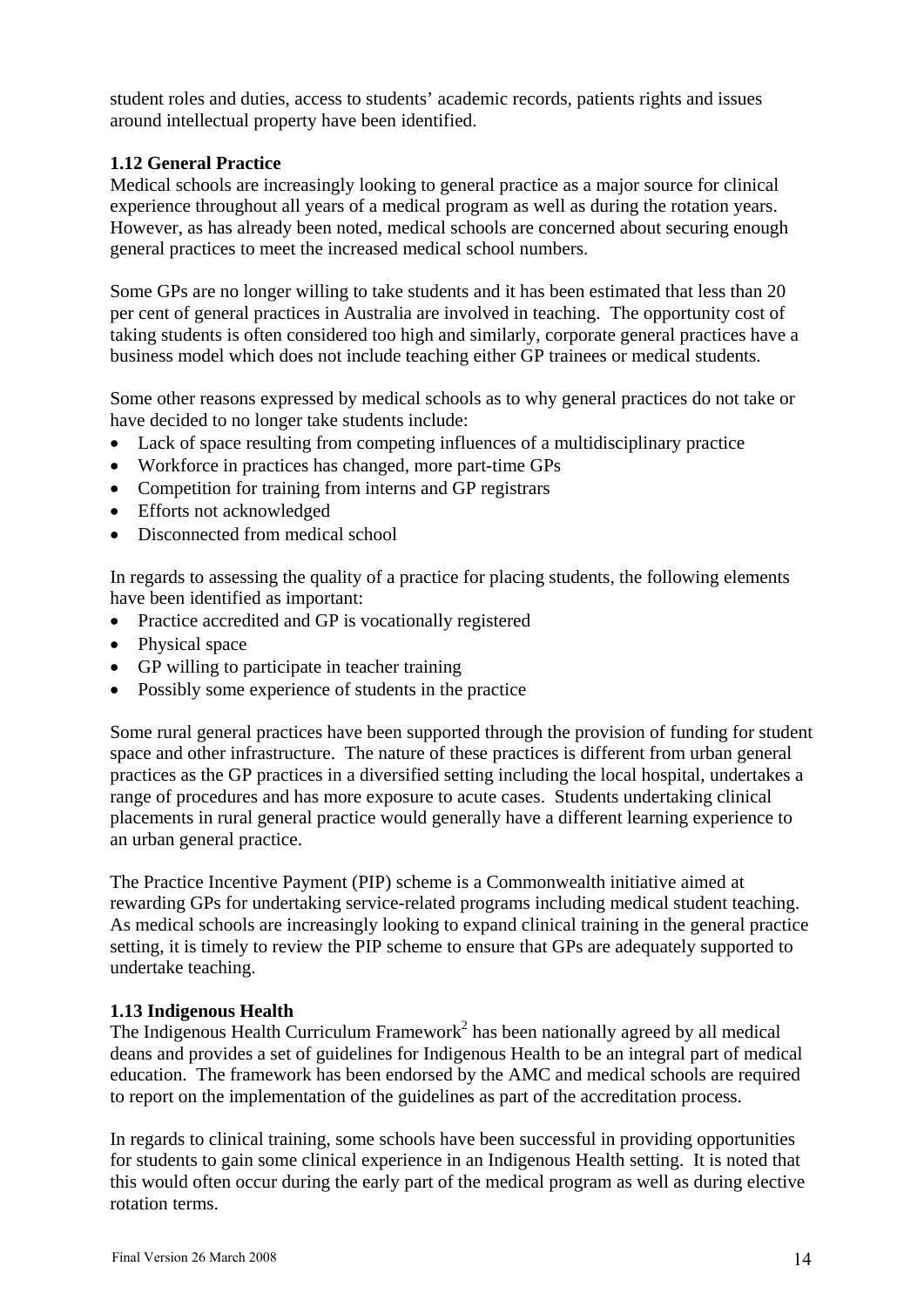student roles and duties, access to students' academic records, patients rights and issues around intellectual property have been identified.

### 1.12 General Practice

Medical schools are increasingly looking to general practice as a major source for clinical experience throughout all years of a medical program as well as during the rotation years. However, as has already been noted, medical schools are concerned about securing enough general practices to meet the increased medical school numbers.

Some GPs are no longer willing to take students and it has been estimated that less than 20 per cent of general practices in Australia are involved in teaching. The opportunity cost of taking students is often considered too high and similarly, corporate general practices have a business model which does not include teaching either GP trainees or medical students.

Some other reasons expressed by medical schools as to why general practices do not take or have decided to no longer take students include:

- Lack of space resulting from competing influences of a multidisciplinary practice
- Workforce in practices has changed, more part-time GPs
- Competition for training from interns and GP registrars
- Efforts not acknowledged
- Disconnected from medical school

In regards to assessing the quality of a practice for placing students, the following elements have been identified as important:

- Practice accredited and GP is vocationally registered
- Physical space
- GP willing to participate in teacher training
- Possibly some experience of students in the practice

Some rural general practices have been supported through the provision of funding for student space and other infrastructure. The nature of these practices is different from urban general practices as the GP practices in a diversified setting including the local hospital, undertakes a range of procedures and has more exposure to acute cases. Students undertaking clinical placements in rural general practice would generally have a different learning experience to an urban general practice.

The Practice Incentive Payment (PIP) scheme is a Commonwealth initiative aimed at rewarding GPs for undertaking service-related programs including medical student teaching. As medical schools are increasingly looking to expand clinical training in the general practice setting, it is timely to review the PIP scheme to ensure that GPs are adequately supported to undertake teaching.

### 1.13 Indigenous Health

The Indigenous Health Curriculum Framework[2] has been nationally agreed by all medical deans and provides a set of guidelines for Indigenous Health to be an integral part of medical education. The framework has been endorsed by the AMC and medical schools are required to report on the implementation of the guidelines as part of the accreditation process.

In regards to clinical training, some schools have been successful in providing opportunities for students to gain some clinical experience in an Indigenous Health setting. It is noted that this would often occur during the early part of the medical program as well as during elective rotation terms.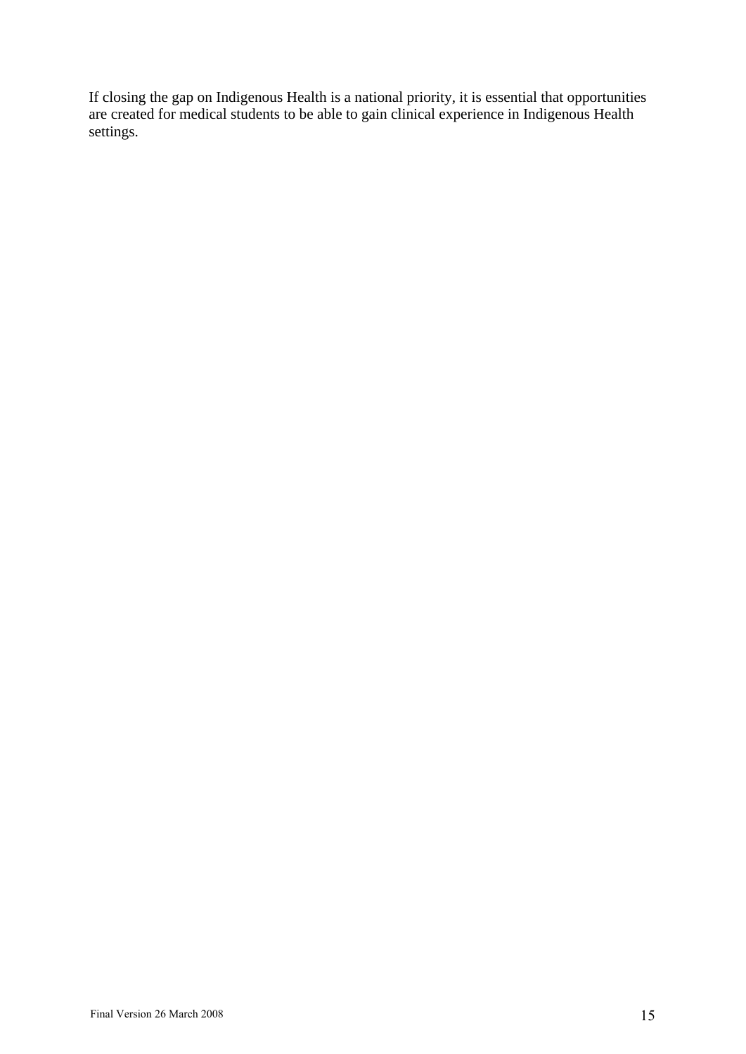If closing the gap on Indigenous Health is a national priority, it is essential that opportunities are created for medical students to be able to gain clinical experience in Indigenous Health settings.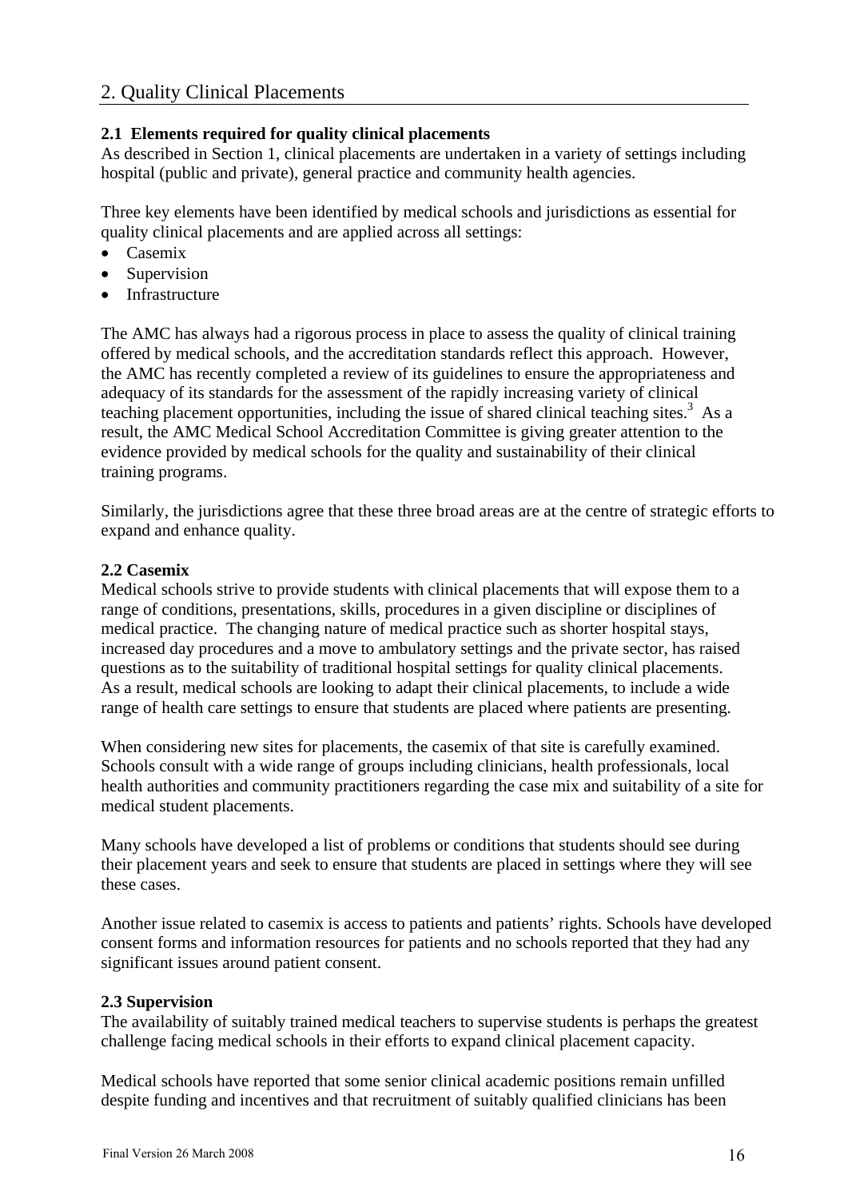## 2. Quality Clinical Placements

### 2.1 Elements required for quality clinical placements

As described in Section 1, clinical placements are undertaken in a variety of settings including hospital (public and private), general practice and community health agencies.

Three key elements have been identified by medical schools and jurisdictions as essential for quality clinical placements and are applied across all settings:

- Casemix
- Supervision
- Infrastructure

The AMC has always had a rigorous process in place to assess the quality of clinical training offered by medical schools, and the accreditation standards reflect this approach. However, the AMC has recently completed a review of its guidelines to ensure the appropriateness and adequacy of its standards for the assessment of the rapidly increasing variety of clinical teaching placement opportunities, including the issue of shared clinical teaching sites.[3] As a result, the AMC Medical School Accreditation Committee is giving greater attention to the evidence provided by medical schools for the quality and sustainability of their clinical training programs.

Similarly, the jurisdictions agree that these three broad areas are at the centre of strategic efforts to expand and enhance quality.

### 2.2 Casemix

Medical schools strive to provide students with clinical placements that will expose them to a range of conditions, presentations, skills, procedures in a given discipline or disciplines of medical practice. The changing nature of medical practice such as shorter hospital stays, increased day procedures and a move to ambulatory settings and the private sector, has raised questions as to the suitability of traditional hospital settings for quality clinical placements. As a result, medical schools are looking to adapt their clinical placements, to include a wide range of health care settings to ensure that students are placed where patients are presenting.

When considering new sites for placements, the casemix of that site is carefully examined. Schools consult with a wide range of groups including clinicians, health professionals, local health authorities and community practitioners regarding the case mix and suitability of a site for medical student placements.

Many schools have developed a list of problems or conditions that students should see during their placement years and seek to ensure that students are placed in settings where they will see these cases.

Another issue related to casemix is access to patients and patients' rights. Schools have developed consent forms and information resources for patients and no schools reported that they had any significant issues around patient consent.

### 2.3 Supervision

The availability of suitably trained medical teachers to supervise students is perhaps the greatest challenge facing medical schools in their efforts to expand clinical placement capacity.

Medical schools have reported that some senior clinical academic positions remain unfilled despite funding and incentives and that recruitment of suitably qualified clinicians has been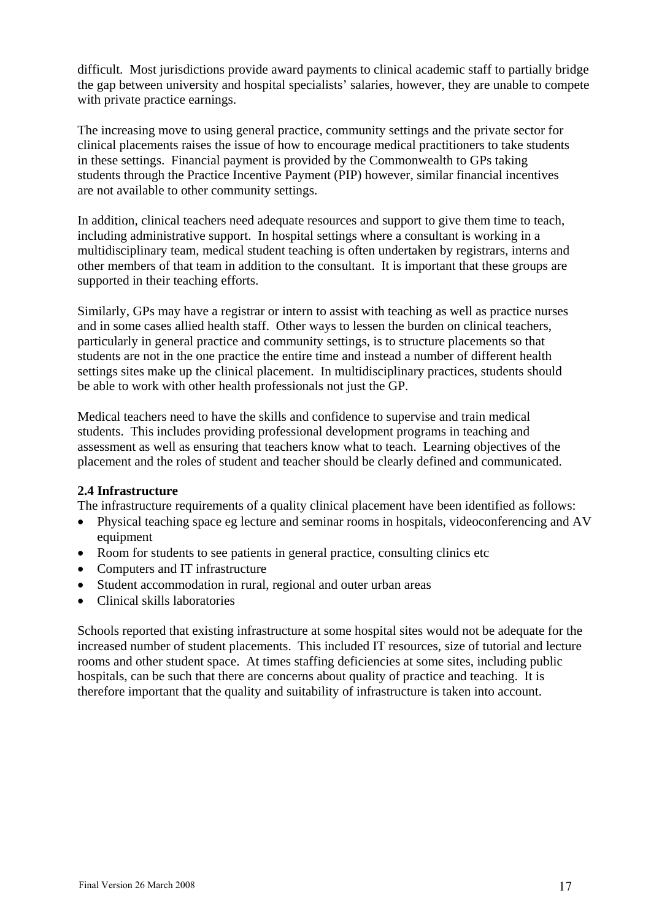difficult. Most jurisdictions provide award payments to clinical academic staff to partially bridge the gap between university and hospital specialists' salaries, however, they are unable to compete with private practice earnings.

The increasing move to using general practice, community settings and the private sector for clinical placements raises the issue of how to encourage medical practitioners to take students in these settings. Financial payment is provided by the Commonwealth to GPs taking students through the Practice Incentive Payment (PIP) however, similar financial incentives are not available to other community settings.

In addition, clinical teachers need adequate resources and support to give them time to teach, including administrative support. In hospital settings where a consultant is working in a multidisciplinary team, medical student teaching is often undertaken by registrars, interns and other members of that team in addition to the consultant. It is important that these groups are supported in their teaching efforts.

Similarly, GPs may have a registrar or intern to assist with teaching as well as practice nurses and in some cases allied health staff. Other ways to lessen the burden on clinical teachers, particularly in general practice and community settings, is to structure placements so that students are not in the one practice the entire time and instead a number of different health settings sites make up the clinical placement. In multidisciplinary practices, students should be able to work with other health professionals not just the GP.

Medical teachers need to have the skills and confidence to supervise and train medical students. This includes providing professional development programs in teaching and assessment as well as ensuring that teachers know what to teach. Learning objectives of the placement and the roles of student and teacher should be clearly defined and communicated.

### 2.4 Infrastructure

The infrastructure requirements of a quality clinical placement have been identified as follows:

- Physical teaching space eg lecture and seminar rooms in hospitals, videoconferencing and AV equipment
- Room for students to see patients in general practice, consulting clinics etc
- Computers and IT infrastructure
- Student accommodation in rural, regional and outer urban areas
- Clinical skills laboratories

Schools reported that existing infrastructure at some hospital sites would not be adequate for the increased number of student placements. This included IT resources, size of tutorial and lecture rooms and other student space. At times staffing deficiencies at some sites, including public hospitals, can be such that there are concerns about quality of practice and teaching. It is therefore important that the quality and suitability of infrastructure is taken into account.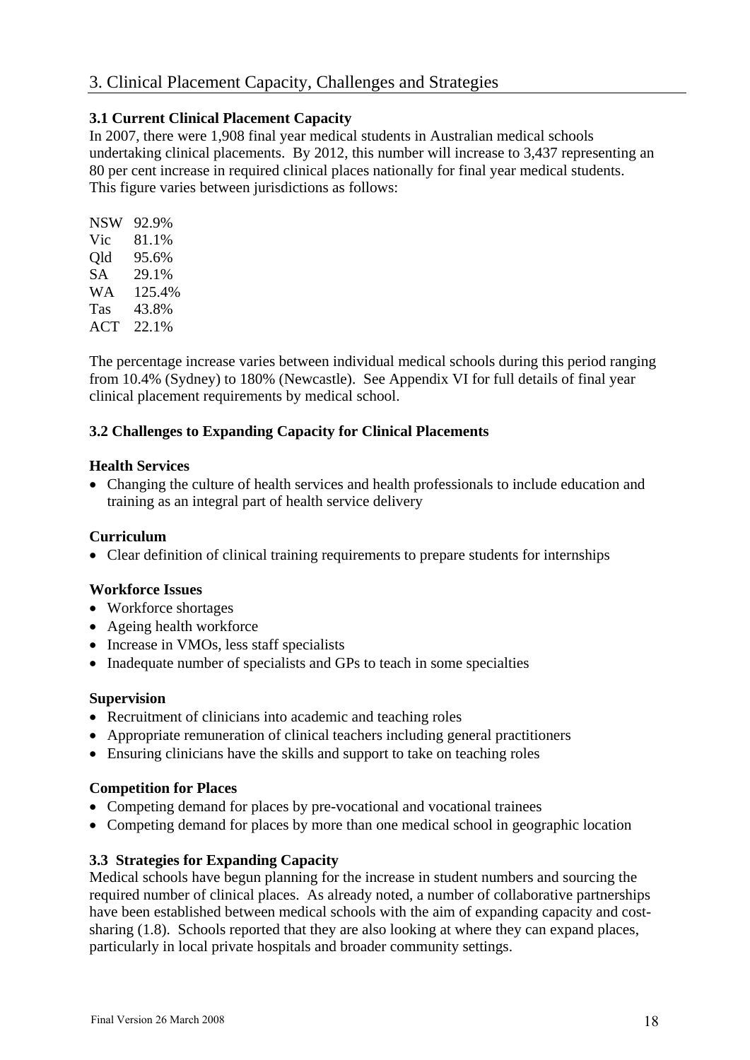## 3. Clinical Placement Capacity, Challenges and Strategies

### 3.1 Current Clinical Placement Capacity

In 2007, there were 1,908 final year medical students in Australian medical schools undertaking clinical placements. By 2012, this number will increase to 3,437 representing an 80 per cent increase in required clinical places nationally for final year medical students. This figure varies between jurisdictions as follows:

| | |
|---|---|
| NSW | 92.9% |
| Vic | 81.1% |
| Qld | 95.6% |
| SA | 29.1% |
| WA | 125.4% |
| Tas | 43.8% |
| ACT | 22.1% |

The percentage increase varies between individual medical schools during this period ranging from 10.4% (Sydney) to 180% (Newcastle). See Appendix VI for full details of final year clinical placement requirements by medical school.

### 3.2 Challenges to Expanding Capacity for Clinical Placements

**Health Services**

- Changing the culture of health services and health professionals to include education and training as an integral part of health service delivery

**Curriculum**

- Clear definition of clinical training requirements to prepare students for internships

**Workforce Issues**

- Workforce shortages
- Ageing health workforce
- Increase in VMOs, less staff specialists
- Inadequate number of specialists and GPs to teach in some specialties

**Supervision**

- Recruitment of clinicians into academic and teaching roles
- Appropriate remuneration of clinical teachers including general practitioners
- Ensuring clinicians have the skills and support to take on teaching roles

**Competition for Places**

- Competing demand for places by pre-vocational and vocational trainees
- Competing demand for places by more than one medical school in geographic location

### 3.3 Strategies for Expanding Capacity

Medical schools have begun planning for the increase in student numbers and sourcing the required number of clinical places. As already noted, a number of collaborative partnerships have been established between medical schools with the aim of expanding capacity and cost-sharing (1.8). Schools reported that they are also looking at where they can expand places, particularly in local private hospitals and broader community settings.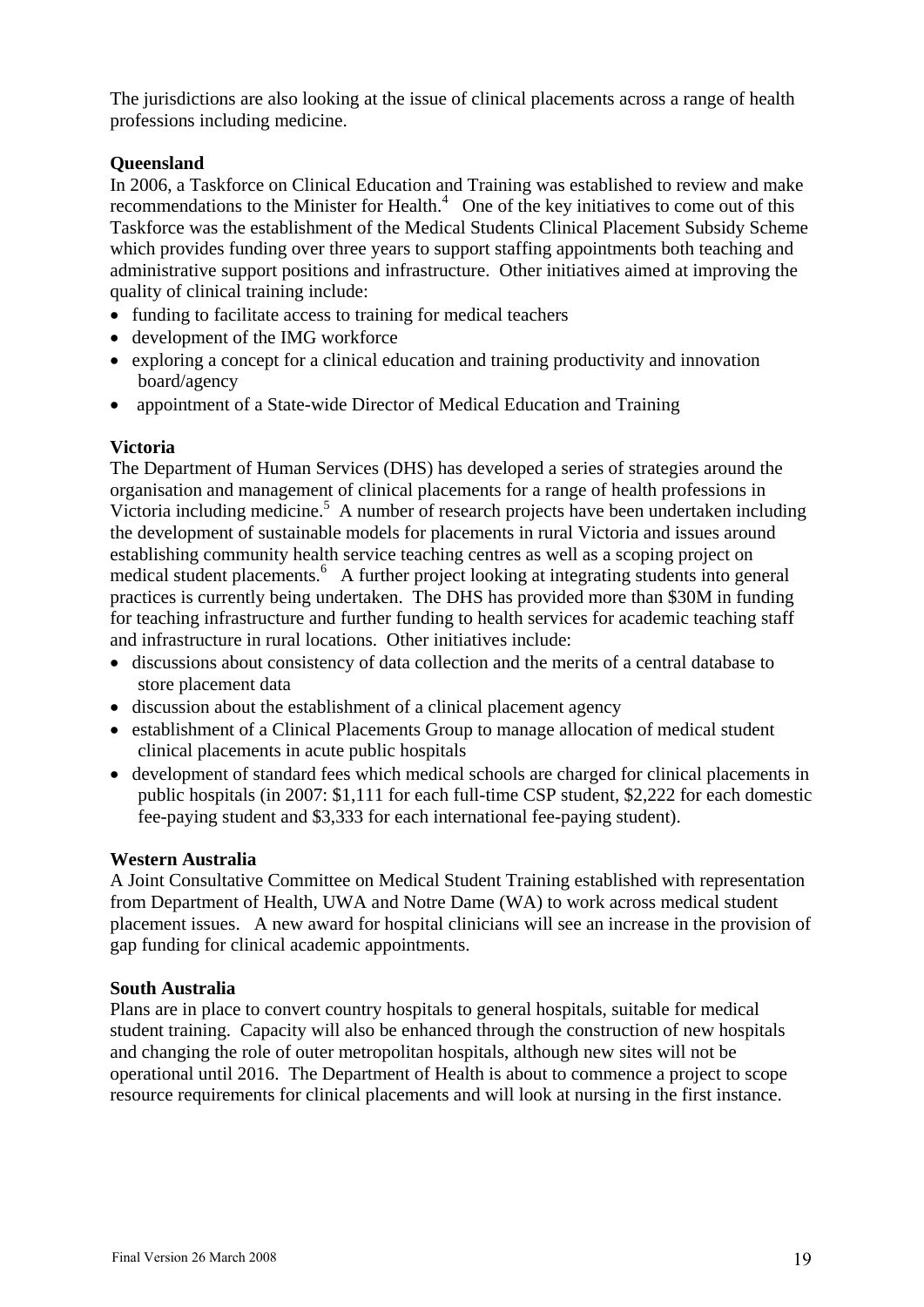The jurisdictions are also looking at the issue of clinical placements across a range of health professions including medicine.

**Queensland**

In 2006, a Taskforce on Clinical Education and Training was established to review and make recommendations to the Minister for Health.[4] One of the key initiatives to come out of this Taskforce was the establishment of the Medical Students Clinical Placement Subsidy Scheme which provides funding over three years to support staffing appointments both teaching and administrative support positions and infrastructure. Other initiatives aimed at improving the quality of clinical training include:

- funding to facilitate access to training for medical teachers
- development of the IMG workforce
- exploring a concept for a clinical education and training productivity and innovation board/agency
- appointment of a State-wide Director of Medical Education and Training

**Victoria**

The Department of Human Services (DHS) has developed a series of strategies around the organisation and management of clinical placements for a range of health professions in Victoria including medicine.[5] A number of research projects have been undertaken including the development of sustainable models for placements in rural Victoria and issues around establishing community health service teaching centres as well as a scoping project on medical student placements.[6] A further project looking at integrating students into general practices is currently being undertaken. The DHS has provided more than $30M in funding for teaching infrastructure and further funding to health services for academic teaching staff and infrastructure in rural locations. Other initiatives include:

- discussions about consistency of data collection and the merits of a central database to store placement data
- discussion about the establishment of a clinical placement agency
- establishment of a Clinical Placements Group to manage allocation of medical student clinical placements in acute public hospitals
- development of standard fees which medical schools are charged for clinical placements in public hospitals (in 2007: $1,111 for each full-time CSP student, $2,222 for each domestic fee-paying student and $3,333 for each international fee-paying student).

**Western Australia**

A Joint Consultative Committee on Medical Student Training established with representation from Department of Health, UWA and Notre Dame (WA) to work across medical student placement issues. A new award for hospital clinicians will see an increase in the provision of gap funding for clinical academic appointments.

**South Australia**

Plans are in place to convert country hospitals to general hospitals, suitable for medical student training. Capacity will also be enhanced through the construction of new hospitals and changing the role of outer metropolitan hospitals, although new sites will not be operational until 2016. The Department of Health is about to commence a project to scope resource requirements for clinical placements and will look at nursing in the first instance.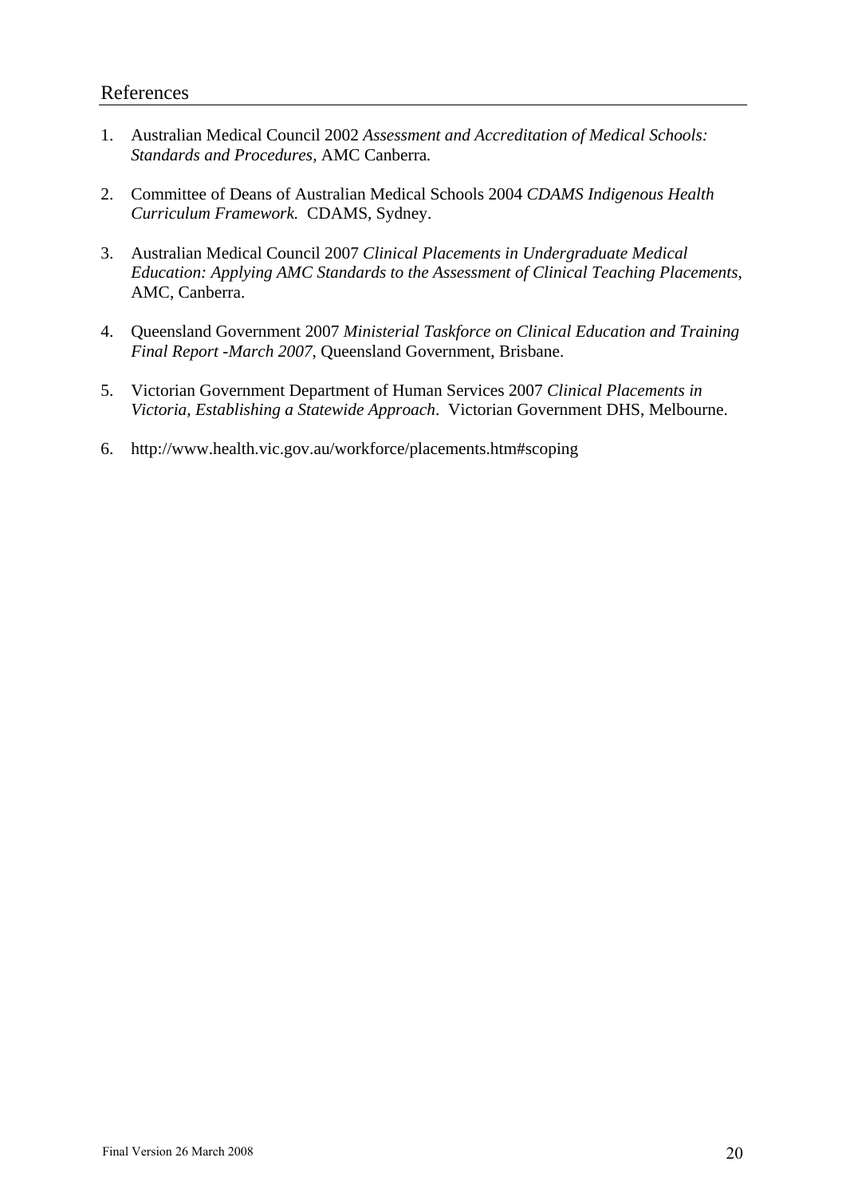## References

1. Australian Medical Council 2002 *Assessment and Accreditation of Medical Schools: Standards and Procedures,* AMC Canberra*.*

2. Committee of Deans of Australian Medical Schools 2004 *CDAMS Indigenous Health Curriculum Framework.* CDAMS, Sydney.

3. Australian Medical Council 2007 *Clinical Placements in Undergraduate Medical Education: Applying AMC Standards to the Assessment of Clinical Teaching Placements*, AMC, Canberra.

4. Queensland Government 2007 *Ministerial Taskforce on Clinical Education and Training Final Report -March 2007*, Queensland Government, Brisbane.

5. Victorian Government Department of Human Services 2007 *Clinical Placements in Victoria, Establishing a Statewide Approach*. Victorian Government DHS, Melbourne.

6. http://www.health.vic.gov.au/workforce/placements.htm#scoping

Final Version 26 March 2008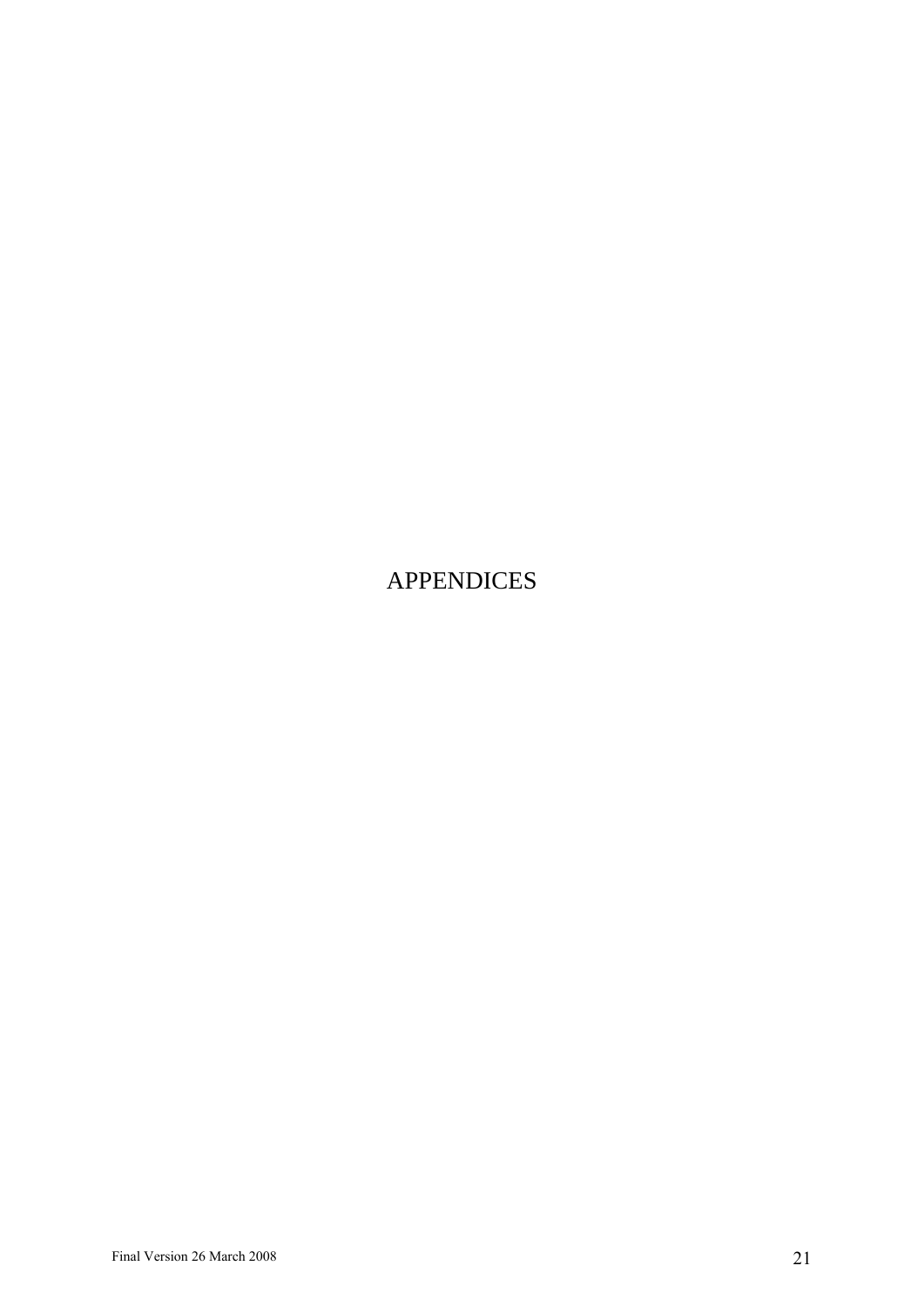# APPENDICES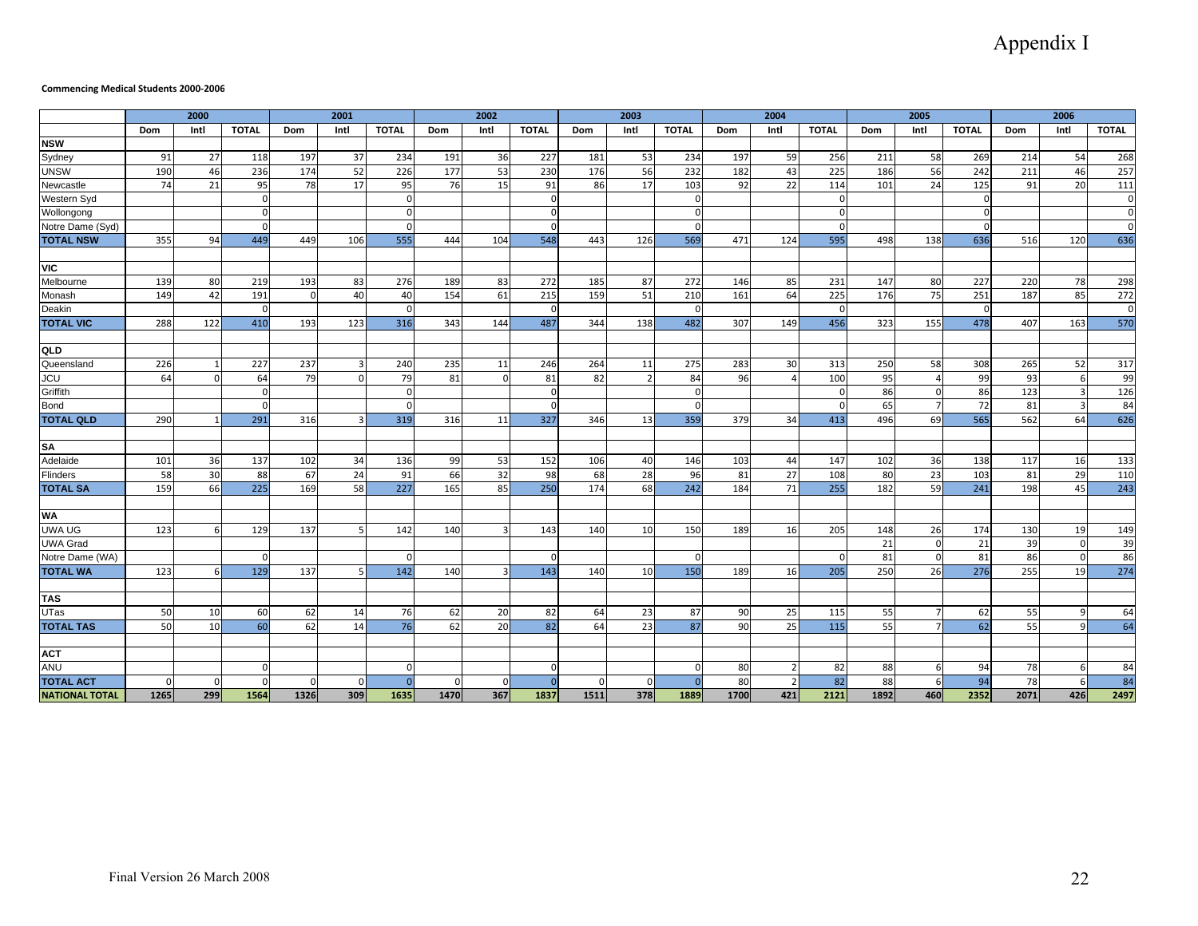# Appendix I

**Commencing Medical Students 2000-2006**

| | 2000 | | | 2001 | | | 2002 | | | 2003 | | | 2004 | | | 2005 | | | 2006 | | |
|---|---|---|---|---|---|---|---|---|---|---|---|---|---|---|---|---|---|---|---|---|---|
| | Dom | Intl | TOTAL | Dom | Intl | TOTAL | Dom | Intl | TOTAL | Dom | Intl | TOTAL | Dom | Intl | TOTAL | Dom | Intl | TOTAL | Dom | Intl | TOTAL |
| **NSW** | | | | | | | | | | | | | | | | | | | | | |
| Sydney | 91 | 27 | 118 | 197 | 37 | 234 | 191 | 36 | 227 | 181 | 53 | 234 | 197 | 59 | 256 | 211 | 58 | 269 | 214 | 54 | 268 |
| UNSW | 190 | 46 | 236 | 174 | 52 | 226 | 177 | 53 | 230 | 176 | 56 | 232 | 182 | 43 | 225 | 186 | 56 | 242 | 211 | 46 | 257 |
| Newcastle | 74 | 21 | 95 | 78 | 17 | 95 | 76 | 15 | 91 | 86 | 17 | 103 | 92 | 22 | 114 | 101 | 24 | 125 | 91 | 20 | 111 |
| Western Syd | | | 0 | | | 0 | | | 0 | | | 0 | | | 0 | | | 0 | | | 0 |
| Wollongong | | | 0 | | | 0 | | | 0 | | | 0 | | | 0 | | | 0 | | | 0 |
| Notre Dame (Syd) | | | 0 | | | 0 | | | 0 | | | 0 | | | 0 | | | 0 | | | 0 |
| **TOTAL NSW** | 355 | 94 | 449 | 449 | 106 | 555 | 444 | 104 | 548 | 443 | 126 | 569 | 471 | 124 | 595 | 498 | 138 | 636 | 516 | 120 | 636 |
| **VIC** | | | | | | | | | | | | | | | | | | | | | |
| Melbourne | 139 | 80 | 219 | 193 | 83 | 276 | 189 | 83 | 272 | 185 | 87 | 272 | 146 | 85 | 231 | 147 | 80 | 227 | 220 | 78 | 298 |
| Monash | 149 | 42 | 191 | 0 | 40 | 40 | 154 | 61 | 215 | 159 | 51 | 210 | 161 | 64 | 225 | 176 | 75 | 251 | 187 | 85 | 272 |
| Deakin | | | 0 | | | 0 | | | 0 | | | 0 | | | 0 | | | 0 | | | 0 |
| **TOTAL VIC** | 288 | 122 | 410 | 193 | 123 | 316 | 343 | 144 | 487 | 344 | 138 | 482 | 307 | 149 | 456 | 323 | 155 | 478 | 407 | 163 | 570 |
| **QLD** | | | | | | | | | | | | | | | | | | | | | |
| Queensland | 226 | 1 | 227 | 237 | 3 | 240 | 235 | 11 | 246 | 264 | 11 | 275 | 283 | 30 | 313 | 250 | 58 | 308 | 265 | 52 | 317 |
| JCU | 64 | 0 | 64 | 79 | 0 | 79 | 81 | 0 | 81 | 82 | 2 | 84 | 96 | 4 | 100 | 95 | 4 | 99 | 93 | 6 | 99 |
| Griffith | | | 0 | | | 0 | | | 0 | | | 0 | | | 0 | 86 | 0 | 86 | 123 | 3 | 126 |
| Bond | | | 0 | | | 0 | | | 0 | | | 0 | | | 0 | 65 | 7 | 72 | 81 | 3 | 84 |
| **TOTAL QLD** | 290 | 1 | 291 | 316 | 3 | 319 | 316 | 11 | 327 | 346 | 13 | 359 | 379 | 34 | 413 | 496 | 69 | 565 | 562 | 64 | 626 |
| **SA** | | | | | | | | | | | | | | | | | | | | | |
| Adelaide | 101 | 36 | 137 | 102 | 34 | 136 | 99 | 53 | 152 | 106 | 40 | 146 | 103 | 44 | 147 | 102 | 36 | 138 | 117 | 16 | 133 |
| Flinders | 58 | 30 | 88 | 67 | 24 | 91 | 66 | 32 | 98 | 68 | 28 | 96 | 81 | 27 | 108 | 80 | 23 | 103 | 81 | 29 | 110 |
| **TOTAL SA** | 159 | 66 | 225 | 169 | 58 | 227 | 165 | 85 | 250 | 174 | 68 | 242 | 184 | 71 | 255 | 182 | 59 | 241 | 198 | 45 | 243 |
| **WA** | | | | | | | | | | | | | | | | | | | | | |
| UWA UG | 123 | 6 | 129 | 137 | 5 | 142 | 140 | 3 | 143 | 140 | 10 | 150 | 189 | 16 | 205 | 148 | 26 | 174 | 130 | 19 | 149 |
| UWA Grad | | | | | | | | | | | | | | | | 21 | 0 | 21 | 39 | 0 | 39 |
| Notre Dame (WA) | | | 0 | | | 0 | | | 0 | | | 0 | | | 0 | 81 | 0 | 81 | 86 | 0 | 86 |
| **TOTAL WA** | 123 | 6 | 129 | 137 | 5 | 142 | 140 | 3 | 143 | 140 | 10 | 150 | 189 | 16 | 205 | 250 | 26 | 276 | 255 | 19 | 274 |
| **TAS** | | | | | | | | | | | | | | | | | | | | | |
| UTas | 50 | 10 | 60 | 62 | 14 | 76 | 62 | 20 | 82 | 64 | 23 | 87 | 90 | 25 | 115 | 55 | 7 | 62 | 55 | 9 | 64 |
| **TOTAL TAS** | 50 | 10 | 60 | 62 | 14 | 76 | 62 | 20 | 82 | 64 | 23 | 87 | 90 | 25 | 115 | 55 | 7 | 62 | 55 | 9 | 64 |
| **ACT** | | | | | | | | | | | | | | | | | | | | | |
| ANU | | | 0 | | | 0 | | | 0 | | | 0 | 80 | 2 | 82 | 88 | 6 | 94 | 78 | 6 | 84 |
| **TOTAL ACT** | 0 | 0 | 0 | 0 | 0 | 0 | 0 | 0 | 0 | 0 | 0 | 0 | 80 | 2 | 82 | 88 | 6 | 94 | 78 | 6 | 84 |
| **NATIONAL TOTAL** | **1265** | **299** | **1564** | **1326** | **309** | **1635** | **1470** | **367** | **1837** | **1511** | **378** | **1889** | **1700** | **421** | **2121** | **1892** | **460** | **2352** | **2071** | **426** | **2497** |

Final Version 26 March 2008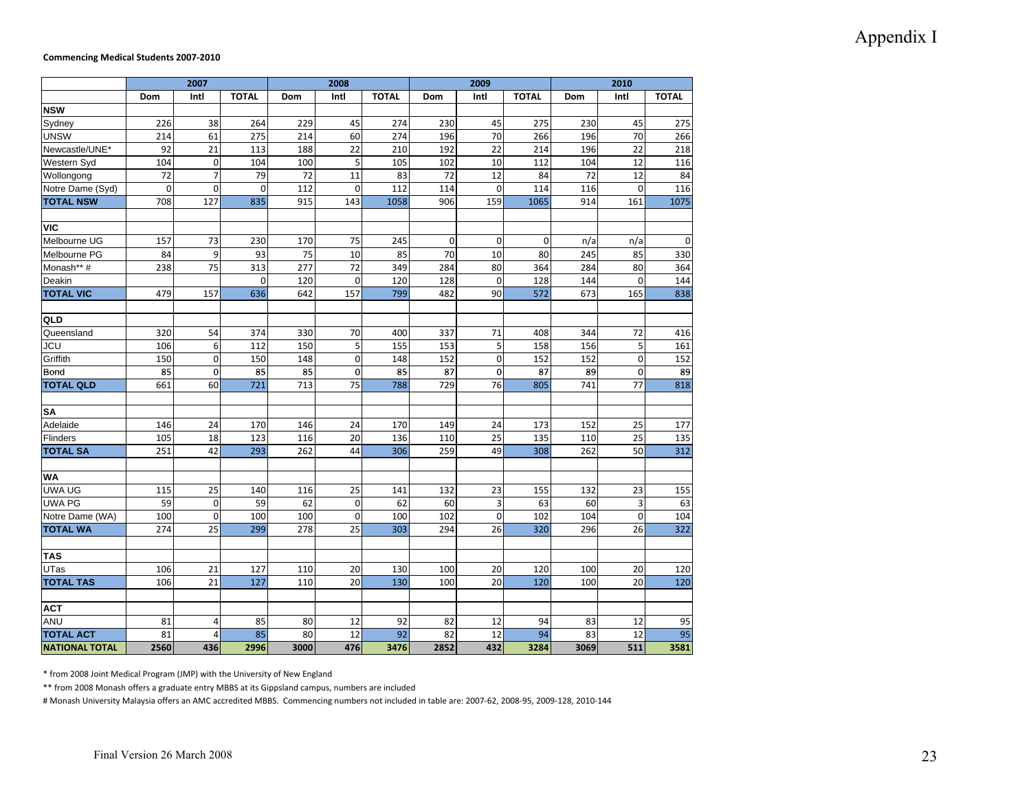Appendix I

**Commencing Medical Students 2007-2010**

| | 2007 | | | 2008 | | | 2009 | | | 2010 | | |
|---|---|---|---|---|---|---|---|---|---|---|---|---|
| | Dom | Intl | TOTAL | Dom | Intl | TOTAL | Dom | Intl | TOTAL | Dom | Intl | TOTAL |
| **NSW** | | | | | | | | | | | | |
| Sydney | 226 | 38 | 264 | 229 | 45 | 274 | 230 | 45 | 275 | 230 | 45 | 275 |
| UNSW | 214 | 61 | 275 | 214 | 60 | 274 | 196 | 70 | 266 | 196 | 70 | 266 |
| Newcastle/UNE* | 92 | 21 | 113 | 188 | 22 | 210 | 192 | 22 | 214 | 196 | 22 | 218 |
| Western Syd | 104 | 0 | 104 | 100 | 5 | 105 | 102 | 10 | 112 | 104 | 12 | 116 |
| Wollongong | 72 | 7 | 79 | 72 | 11 | 83 | 72 | 12 | 84 | 72 | 12 | 84 |
| Notre Dame (Syd) | 0 | 0 | 0 | 112 | 0 | 112 | 114 | 0 | 114 | 116 | 0 | 116 |
| **TOTAL NSW** | 708 | 127 | 835 | 915 | 143 | 1058 | 906 | 159 | 1065 | 914 | 161 | 1075 |
| | | | | | | | | | | | | |
| **VIC** | | | | | | | | | | | | |
| Melbourne UG | 157 | 73 | 230 | 170 | 75 | 245 | 0 | 0 | 0 | n/a | n/a | 0 |
| Melbourne PG | 84 | 9 | 93 | 75 | 10 | 85 | 70 | 10 | 80 | 245 | 85 | 330 |
| Monash** # | 238 | 75 | 313 | 277 | 72 | 349 | 284 | 80 | 364 | 284 | 80 | 364 |
| Deakin | | | 0 | 120 | 0 | 120 | 128 | 0 | 128 | 144 | 0 | 144 |
| **TOTAL VIC** | 479 | 157 | 636 | 642 | 157 | 799 | 482 | 90 | 572 | 673 | 165 | 838 |
| | | | | | | | | | | | | |
| **QLD** | | | | | | | | | | | | |
| Queensland | 320 | 54 | 374 | 330 | 70 | 400 | 337 | 71 | 408 | 344 | 72 | 416 |
| JCU | 106 | 6 | 112 | 150 | 5 | 155 | 153 | 5 | 158 | 156 | 5 | 161 |
| Griffith | 150 | 0 | 150 | 148 | 0 | 148 | 152 | 0 | 152 | 152 | 0 | 152 |
| Bond | 85 | 0 | 85 | 85 | 0 | 85 | 87 | 0 | 87 | 89 | 0 | 89 |
| **TOTAL QLD** | 661 | 60 | 721 | 713 | 75 | 788 | 729 | 76 | 805 | 741 | 77 | 818 |
| | | | | | | | | | | | | |
| **SA** | | | | | | | | | | | | |
| Adelaide | 146 | 24 | 170 | 146 | 24 | 170 | 149 | 24 | 173 | 152 | 25 | 177 |
| Flinders | 105 | 18 | 123 | 116 | 20 | 136 | 110 | 25 | 135 | 110 | 25 | 135 |
| **TOTAL SA** | 251 | 42 | 293 | 262 | 44 | 306 | 259 | 49 | 308 | 262 | 50 | 312 |
| | | | | | | | | | | | | |
| **WA** | | | | | | | | | | | | |
| UWA UG | 115 | 25 | 140 | 116 | 25 | 141 | 132 | 23 | 155 | 132 | 23 | 155 |
| UWA PG | 59 | 0 | 59 | 62 | 0 | 62 | 60 | 3 | 63 | 60 | 3 | 63 |
| Notre Dame (WA) | 100 | 0 | 100 | 100 | 0 | 100 | 102 | 0 | 102 | 104 | 0 | 104 |
| **TOTAL WA** | 274 | 25 | 299 | 278 | 25 | 303 | 294 | 26 | 320 | 296 | 26 | 322 |
| | | | | | | | | | | | | |
| **TAS** | | | | | | | | | | | | |
| UTas | 106 | 21 | 127 | 110 | 20 | 130 | 100 | 20 | 120 | 100 | 20 | 120 |
| **TOTAL TAS** | 106 | 21 | 127 | 110 | 20 | 130 | 100 | 20 | 120 | 100 | 20 | 120 |
| | | | | | | | | | | | | |
| **ACT** | | | | | | | | | | | | |
| ANU | 81 | 4 | 85 | 80 | 12 | 92 | 82 | 12 | 94 | 83 | 12 | 95 |
| **TOTAL ACT** | 81 | 4 | 85 | 80 | 12 | 92 | 82 | 12 | 94 | 83 | 12 | 95 |
| **NATIONAL TOTAL** | **2560** | **436** | **2996** | **3000** | **476** | **3476** | **2852** | **432** | **3284** | **3069** | **511** | **3581** |

\* from 2008 Joint Medical Program (JMP) with the University of New England

** from 2008 Monash offers a graduate entry MBBS at its Gippsland campus, numbers are included

# Monash University Malaysia offers an AMC accredited MBBS. Commencing numbers not included in table are: 2007-62, 2008-95, 2009-128, 2010-144

Final Version 26 March 2008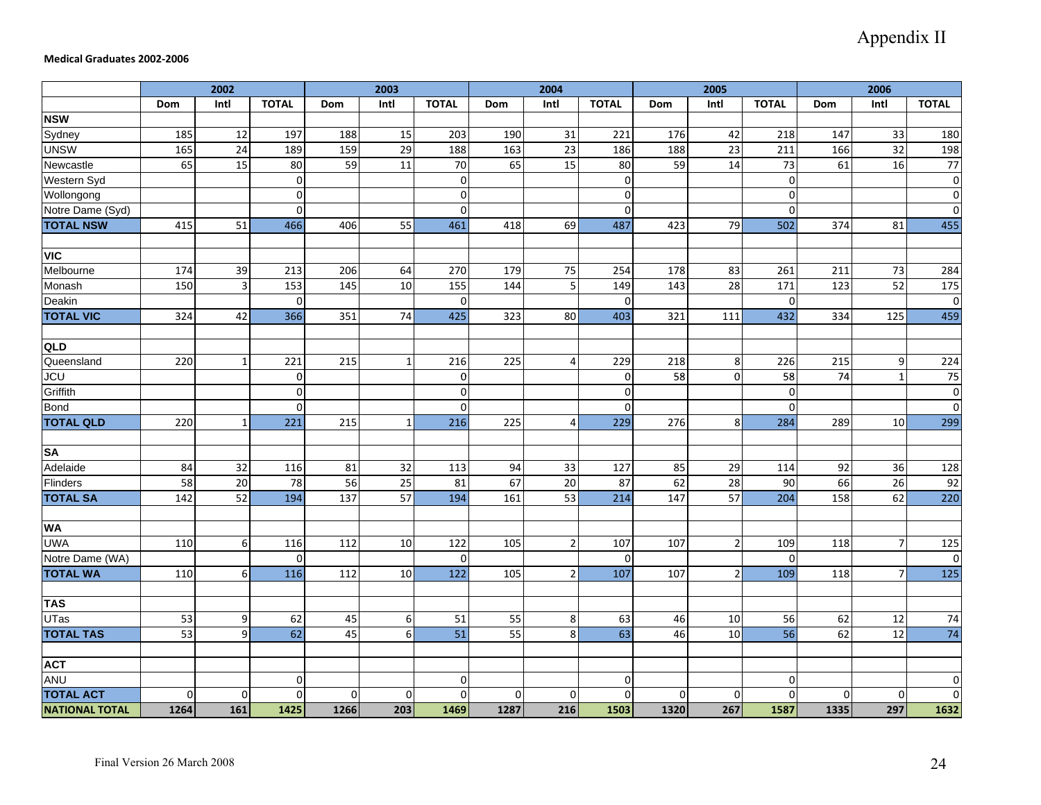Appendix II

**Medical Graduates 2002-2006**

| | 2002 | | | 2003 | | | 2004 | | | 2005 | | | 2006 | | |
|---|---|---|---|---|---|---|---|---|---|---|---|---|---|---|---|
| | Dom | Intl | TOTAL | Dom | Intl | TOTAL | Dom | Intl | TOTAL | Dom | Intl | TOTAL | Dom | Intl | TOTAL |
| **NSW** | | | | | | | | | | | | | | | |
| Sydney | 185 | 12 | 197 | 188 | 15 | 203 | 190 | 31 | 221 | 176 | 42 | 218 | 147 | 33 | 180 |
| UNSW | 165 | 24 | 189 | 159 | 29 | 188 | 163 | 23 | 186 | 188 | 23 | 211 | 166 | 32 | 198 |
| Newcastle | 65 | 15 | 80 | 59 | 11 | 70 | 65 | 15 | 80 | 59 | 14 | 73 | 61 | 16 | 77 |
| Western Syd | | | 0 | | | 0 | | | 0 | | | 0 | | | 0 |
| Wollongong | | | 0 | | | 0 | | | 0 | | | 0 | | | 0 |
| Notre Dame (Syd) | | | 0 | | | 0 | | | 0 | | | 0 | | | 0 |
| **TOTAL NSW** | 415 | 51 | 466 | 406 | 55 | 461 | 418 | 69 | 487 | 423 | 79 | 502 | 374 | 81 | 455 |
| | | | | | | | | | | | | | | | |
| **VIC** | | | | | | | | | | | | | | | |
| Melbourne | 174 | 39 | 213 | 206 | 64 | 270 | 179 | 75 | 254 | 178 | 83 | 261 | 211 | 73 | 284 |
| Monash | 150 | 3 | 153 | 145 | 10 | 155 | 144 | 5 | 149 | 143 | 28 | 171 | 123 | 52 | 175 |
| Deakin | | | 0 | | | 0 | | | 0 | | | 0 | | | 0 |
| **TOTAL VIC** | 324 | 42 | 366 | 351 | 74 | 425 | 323 | 80 | 403 | 321 | 111 | 432 | 334 | 125 | 459 |
| | | | | | | | | | | | | | | | |
| **QLD** | | | | | | | | | | | | | | | |
| Queensland | 220 | 1 | 221 | 215 | 1 | 216 | 225 | 4 | 229 | 218 | 8 | 226 | 215 | 9 | 224 |
| JCU | | | 0 | | | 0 | | | 0 | 58 | 0 | 58 | 74 | 1 | 75 |
| Griffith | | | 0 | | | 0 | | | 0 | | | 0 | | | 0 |
| Bond | | | 0 | | | 0 | | | 0 | | | 0 | | | 0 |
| **TOTAL QLD** | 220 | 1 | 221 | 215 | 1 | 216 | 225 | 4 | 229 | 276 | 8 | 284 | 289 | 10 | 299 |
| | | | | | | | | | | | | | | | |
| **SA** | | | | | | | | | | | | | | | |
| Adelaide | 84 | 32 | 116 | 81 | 32 | 113 | 94 | 33 | 127 | 85 | 29 | 114 | 92 | 36 | 128 |
| Flinders | 58 | 20 | 78 | 56 | 25 | 81 | 67 | 20 | 87 | 62 | 28 | 90 | 66 | 26 | 92 |
| **TOTAL SA** | 142 | 52 | 194 | 137 | 57 | 194 | 161 | 53 | 214 | 147 | 57 | 204 | 158 | 62 | 220 |
| | | | | | | | | | | | | | | | |
| **WA** | | | | | | | | | | | | | | | |
| UWA | 110 | 6 | 116 | 112 | 10 | 122 | 105 | 2 | 107 | 107 | 2 | 109 | 118 | 7 | 125 |
| Notre Dame (WA) | | | 0 | | | 0 | | | 0 | | | 0 | | | 0 |
| **TOTAL WA** | 110 | 6 | 116 | 112 | 10 | 122 | 105 | 2 | 107 | 107 | 2 | 109 | 118 | 7 | 125 |
| | | | | | | | | | | | | | | | |
| **TAS** | | | | | | | | | | | | | | | |
| UTas | 53 | 9 | 62 | 45 | 6 | 51 | 55 | 8 | 63 | 46 | 10 | 56 | 62 | 12 | 74 |
| **TOTAL TAS** | 53 | 9 | 62 | 45 | 6 | 51 | 55 | 8 | 63 | 46 | 10 | 56 | 62 | 12 | 74 |
| | | | | | | | | | | | | | | | |
| **ACT** | | | | | | | | | | | | | | | |
| ANU | | | 0 | | | 0 | | | 0 | | | 0 | | | 0 |
| **TOTAL ACT** | 0 | 0 | 0 | 0 | 0 | 0 | 0 | 0 | 0 | 0 | 0 | 0 | 0 | 0 | 0 |
| **NATIONAL TOTAL** | **1264** | **161** | **1425** | **1266** | **203** | **1469** | **1287** | **216** | **1503** | **1320** | **267** | **1587** | **1335** | **297** | **1632** |

Final Version 26 March 2008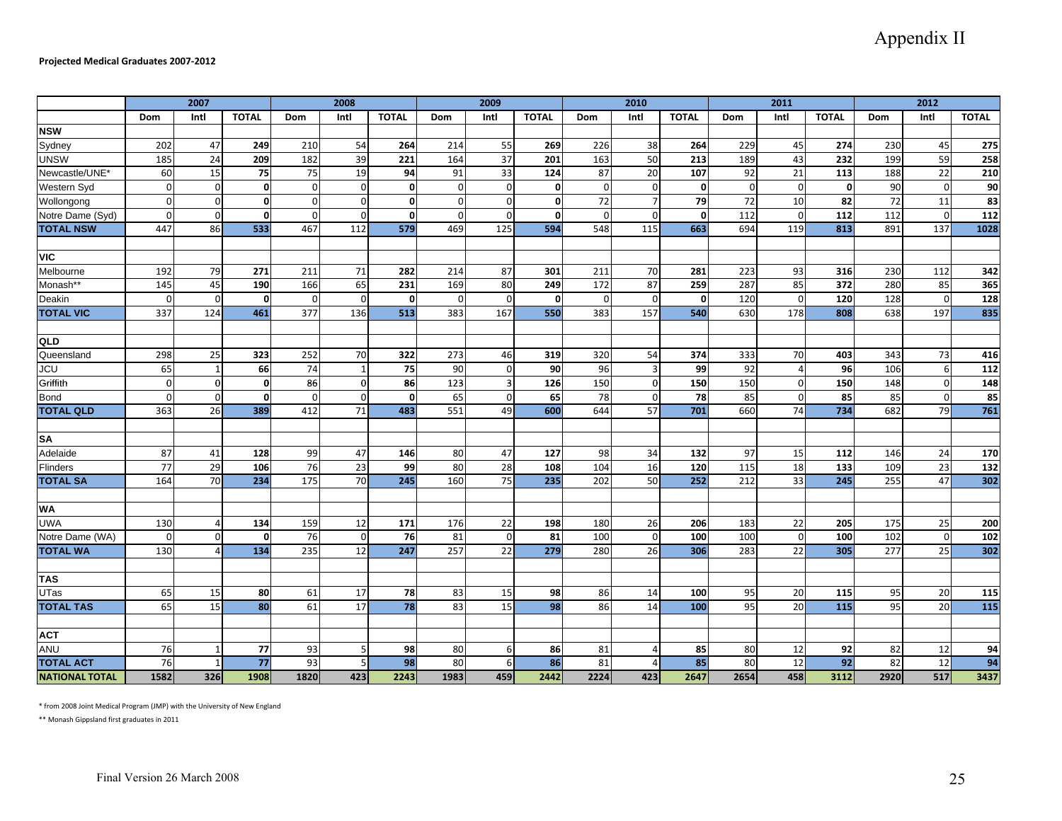# Appendix II

**Projected Medical Graduates 2007-2012**

| | 2007 | | | 2008 | | | 2009 | | | 2010 | | | 2011 | | | 2012 | | |
|---|---|---|---|---|---|---|---|---|---|---|---|---|---|---|---|---|---|---|
| | Dom | Intl | TOTAL | Dom | Intl | TOTAL | Dom | Intl | TOTAL | Dom | Intl | TOTAL | Dom | Intl | TOTAL | Dom | Intl | TOTAL |
| **NSW** | | | | | | | | | | | | | | | | | | |
| Sydney | 202 | 47 | **249** | 210 | 54 | **264** | 214 | 55 | **269** | 226 | 38 | **264** | 229 | 45 | **274** | 230 | 45 | **275** |
| UNSW | 185 | 24 | **209** | 182 | 39 | **221** | 164 | 37 | **201** | 163 | 50 | **213** | 189 | 43 | **232** | 199 | 59 | **258** |
| Newcastle/UNE* | 60 | 15 | **75** | 75 | 19 | **94** | 91 | 33 | **124** | 87 | 20 | **107** | 92 | 21 | **113** | 188 | 22 | **210** |
| Western Syd | 0 | 0 | **0** | 0 | 0 | **0** | 0 | 0 | **0** | 0 | 0 | **0** | 0 | 0 | **0** | 90 | 0 | **90** |
| Wollongong | 0 | 0 | **0** | 0 | 0 | **0** | 0 | 0 | **0** | 72 | 7 | **79** | 72 | 10 | **82** | 72 | 11 | **83** |
| Notre Dame (Syd) | 0 | 0 | **0** | 0 | 0 | **0** | 0 | 0 | **0** | 0 | 0 | **0** | 112 | 0 | **112** | 112 | 0 | **112** |
| **TOTAL NSW** | 447 | 86 | **533** | 467 | 112 | **579** | 469 | 125 | **594** | 548 | 115 | **663** | 694 | 119 | **813** | 891 | 137 | **1028** |
| **VIC** | | | | | | | | | | | | | | | | | | |
| Melbourne | 192 | 79 | **271** | 211 | 71 | **282** | 214 | 87 | **301** | 211 | 70 | **281** | 223 | 93 | **316** | 230 | 112 | **342** |
| Monash** | 145 | 45 | **190** | 166 | 65 | **231** | 169 | 80 | **249** | 172 | 87 | **259** | 287 | 85 | **372** | 280 | 85 | **365** |
| Deakin | 0 | 0 | **0** | 0 | 0 | **0** | 0 | 0 | **0** | 0 | 0 | **0** | 120 | 0 | **120** | 128 | 0 | **128** |
| **TOTAL VIC** | 337 | 124 | **461** | 377 | 136 | **513** | 383 | 167 | **550** | 383 | 157 | **540** | 630 | 178 | **808** | 638 | 197 | **835** |
| **QLD** | | | | | | | | | | | | | | | | | | |
| Queensland | 298 | 25 | **323** | 252 | 70 | **322** | 273 | 46 | **319** | 320 | 54 | **374** | 333 | 70 | **403** | 343 | 73 | **416** |
| JCU | 65 | 1 | **66** | 74 | 1 | **75** | 90 | 0 | **90** | 96 | 3 | **99** | 92 | 4 | **96** | 106 | 6 | **112** |
| Griffith | 0 | 0 | **0** | 86 | 0 | **86** | 123 | 3 | **126** | 150 | 0 | **150** | 150 | 0 | **150** | 148 | 0 | **148** |
| Bond | 0 | 0 | **0** | 0 | 0 | **0** | 65 | 0 | **65** | 78 | 0 | **78** | 85 | 0 | **85** | 85 | 0 | **85** |
| **TOTAL QLD** | 363 | 26 | **389** | 412 | 71 | **483** | 551 | 49 | **600** | 644 | 57 | **701** | 660 | 74 | **734** | 682 | 79 | **761** |
| **SA** | | | | | | | | | | | | | | | | | | |
| Adelaide | 87 | 41 | **128** | 99 | 47 | **146** | 80 | 47 | **127** | 98 | 34 | **132** | 97 | 15 | **112** | 146 | 24 | **170** |
| Flinders | 77 | 29 | **106** | 76 | 23 | **99** | 80 | 28 | **108** | 104 | 16 | **120** | 115 | 18 | **133** | 109 | 23 | **132** |
| **TOTAL SA** | 164 | 70 | **234** | 175 | 70 | **245** | 160 | 75 | **235** | 202 | 50 | **252** | 212 | 33 | **245** | 255 | 47 | **302** |
| **WA** | | | | | | | | | | | | | | | | | | |
| UWA | 130 | 4 | **134** | 159 | 12 | **171** | 176 | 22 | **198** | 180 | 26 | **206** | 183 | 22 | **205** | 175 | 25 | **200** |
| Notre Dame (WA) | 0 | 0 | **0** | 76 | 0 | **76** | 81 | 0 | **81** | 100 | 0 | **100** | 100 | 0 | **100** | 102 | 0 | **102** |
| **TOTAL WA** | 130 | 4 | **134** | 235 | 12 | **247** | 257 | 22 | **279** | 280 | 26 | **306** | 283 | 22 | **305** | 277 | 25 | **302** |
| **TAS** | | | | | | | | | | | | | | | | | | |
| UTas | 65 | 15 | **80** | 61 | 17 | **78** | 83 | 15 | **98** | 86 | 14 | **100** | 95 | 20 | **115** | 95 | 20 | **115** |
| **TOTAL TAS** | 65 | 15 | **80** | 61 | 17 | **78** | 83 | 15 | **98** | 86 | 14 | **100** | 95 | 20 | **115** | 95 | 20 | **115** |
| **ACT** | | | | | | | | | | | | | | | | | | |
| ANU | 76 | 1 | **77** | 93 | 5 | **98** | 80 | 6 | **86** | 81 | 4 | **85** | 80 | 12 | **92** | 82 | 12 | **94** |
| **TOTAL ACT** | 76 | 1 | **77** | 93 | 5 | **98** | 80 | 6 | **86** | 81 | 4 | **85** | 80 | 12 | **92** | 82 | 12 | **94** |
| **NATIONAL TOTAL** | **1582** | **326** | **1908** | **1820** | **423** | **2243** | **1983** | **459** | **2442** | **2224** | **423** | **2647** | **2654** | **458** | **3112** | **2920** | **517** | **3437** |

* from 2008 Joint Medical Program (JMP) with the University of New England

** Monash Gippsland first graduates in 2011

Final Version 26 March 2008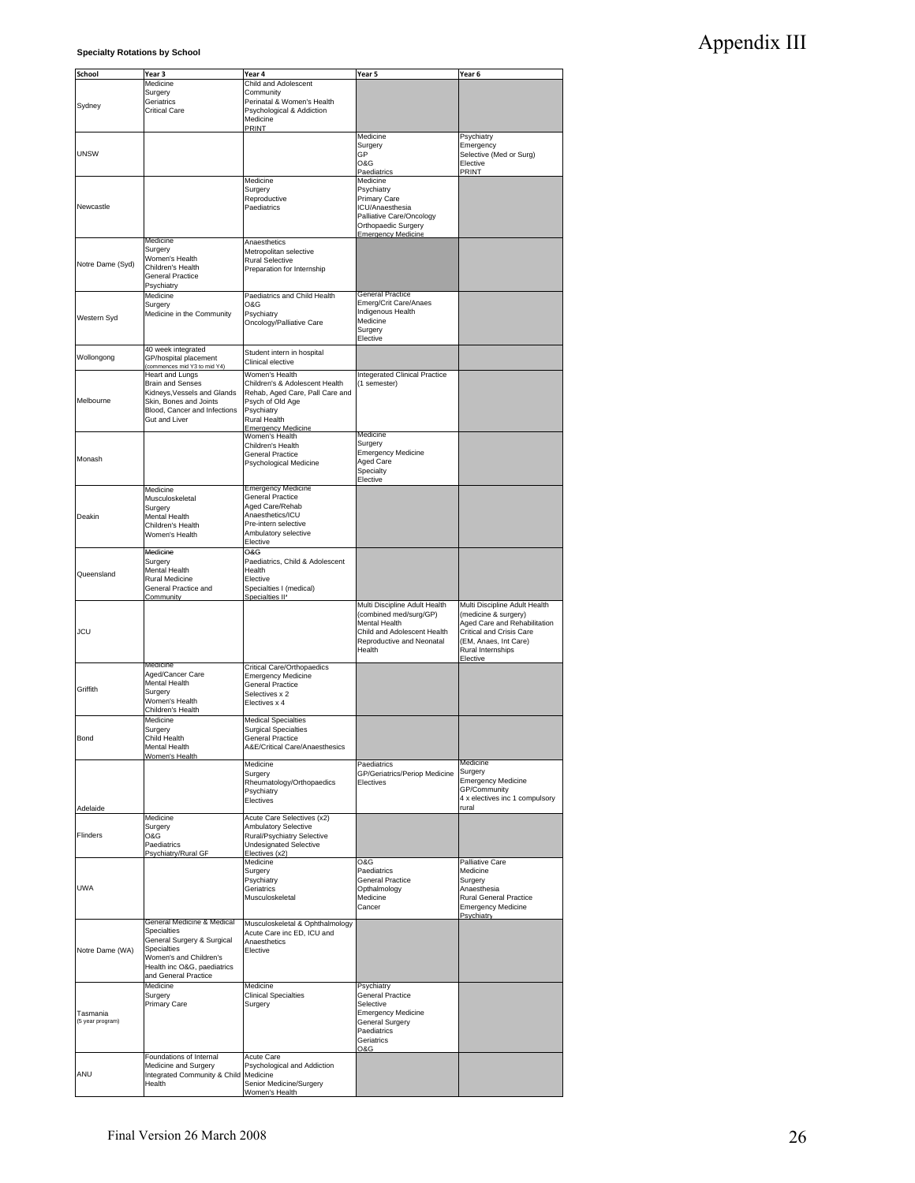# Appendix III

**Specialty Rotations by School**

| School | Year 3 | Year 4 | Year 5 | Year 6 |
|---|---|---|---|---|
| Sydney | Medicine<br>Surgery<br>Geriatrics<br>Critical Care | Child and Adolescent<br>Community<br>Perinatal & Women's Health<br>Psychological & Addiction<br>Medicine<br>PRINT | | |
| UNSW | | | Medicine<br>Surgery<br>GP<br>O&G<br>Paediatrics | Psychiatry<br>Emergency<br>Selective (Med or Surg)<br>Elective<br>PRINT |
| Newcastle | | Medicine<br>Surgery<br>Reproductive<br>Paediatrics | Medicine<br>Psychiatry<br>Primary Care<br>ICU/Anaesthesia<br>Palliative Care/Oncology<br>Orthopaedic Surgery<br>Emergency Medicine | |
| Notre Dame (Syd) | Medicine<br>Surgery<br>Women's Health<br>Children's Health<br>General Practice<br>Psychiatry | Anaesthetics<br>Metropolitan selective<br>Rural Selective<br>Preparation for Internship | | |
| Western Syd | Medicine<br>Surgery<br>Medicine in the Community | Paediatrics and Child Health<br>O&G<br>Psychiatry<br>Oncology/Palliative Care | General Practice<br>Emerg/Crit Care/Anaes<br>Indigenous Health<br>Medicine<br>Surgery<br>Elective | |
| Wollongong | 40 week integrated GP/hospital placement (commences mid Y3 to mid Y4) | Student intern in hospital<br>Clinical elective | | |
| Melbourne | Heart and Lungs<br>Brain and Senses<br>Kidneys,Vessels and Glands<br>Skin, Bones and Joints<br>Blood, Cancer and Infections<br>Gut and Liver | Women's Health<br>Children's & Adolescent Health<br>Rehab, Aged Care, Pall Care and Psych of Old Age<br>Psychiatry<br>Rural Health<br>Emergency Medicine | Integerated Clinical Practice (1 semester) | |
| Monash | | Women's Health<br>Children's Health<br>General Practice<br>Psychological Medicine | Medicine<br>Surgery<br>Emergency Medicine<br>Aged Care<br>Specialty<br>Elective | |
| Deakin | Medicine<br>Musculoskeletal<br>Surgery<br>Mental Health<br>Children's Health<br>Women's Health | Emergency Medicine<br>General Practice<br>Aged Care/Rehab<br>Anaesthetics/ICU<br>Pre-intern selective<br>Ambulatory selective<br>Elective | | |
| Queensland | Medicine<br>Surgery<br>Mental Health<br>Rural Medicine<br>General Practice and Community | O&G<br>Paediatrics, Child & Adolescent Health<br>Elective<br>Specialties I (medical)<br>Specialties II* | | |
| JCU | | | Multi Discipline Adult Health (combined med/surg/GP)<br>Mental Health<br>Child and Adolescent Health<br>Reproductive and Neonatal Health | Multi Discipline Adult Health (medicine & surgery)<br>Aged Care and Rehabilitation<br>Critical and Crisis Care (EM, Anaes, Int Care)<br>Rural Internships<br>Elective |
| Griffith | Medicine<br>Aged/Cancer Care<br>Mental Health<br>Surgery<br>Women's Health<br>Children's Health | Critical Care/Orthopaedics<br>Emergency Medicine<br>General Practice<br>Selectives x 2<br>Electives x 4 | | |
| Bond | Medicine<br>Surgery<br>Child Health<br>Mental Health<br>Women's Health | Medical Specialties<br>Surgical Specialties<br>General Practice<br>A&E/Critical Care/Anaesthesics | | |
| Adelaide | | Medicine<br>Surgery<br>Rheumatology/Orthopaedics<br>Psychiatry<br>Electives | Paediatrics<br>GP/Geriatrics/Periop Medicine<br>Electives | Medicine<br>Surgery<br>Emergency Medicine<br>GP/Community<br>4 x electives inc 1 compulsory rural |
| Flinders | Medicine<br>Surgery<br>O&G<br>Paediatrics<br>Psychiatry/Rural GF | Acute Care Selectives (x2)<br>Ambulatory Selective<br>Rural/Psychiatry Selective<br>Undesignated Selective<br>Electives (x2) | | |
| UWA | | Medicine<br>Surgery<br>Psychiatry<br>Geriatrics<br>Musculoskeletal | O&G<br>Paediatrics<br>General Practice<br>Opthalmology<br>Medicine<br>Cancer | Palliative Care<br>Medicine<br>Surgery<br>Anaesthesia<br>Rural General Practice<br>Emergency Medicine<br>Psychiatry |
| Notre Dame (WA) | General Medicine & Medical Specialties<br>General Surgery & Surgical Specialties<br>Women's and Children's Health inc O&G, paediatrics and General Practice | Musculoskeletal & Ophthalmology<br>Acute Care inc ED, ICU and Anaesthetics<br>Elective | | |
| Tasmania (5 year program) | Medicine<br>Surgery<br>Primary Care | Medicine<br>Clinical Specialties<br>Surgery | Psychiatry<br>General Practice<br>Selective<br>Emergency Medicine<br>General Surgery<br>Paediatrics<br>Geriatrics<br>O&G | |
| ANU | Foundations of Internal Medicine and Surgery<br>Integrated Community & Child Health | Acute Care<br>Psychological and Addiction Medicine<br>Senior Medicine/Surgery<br>Women's Health | | |

Final Version 26 March 2008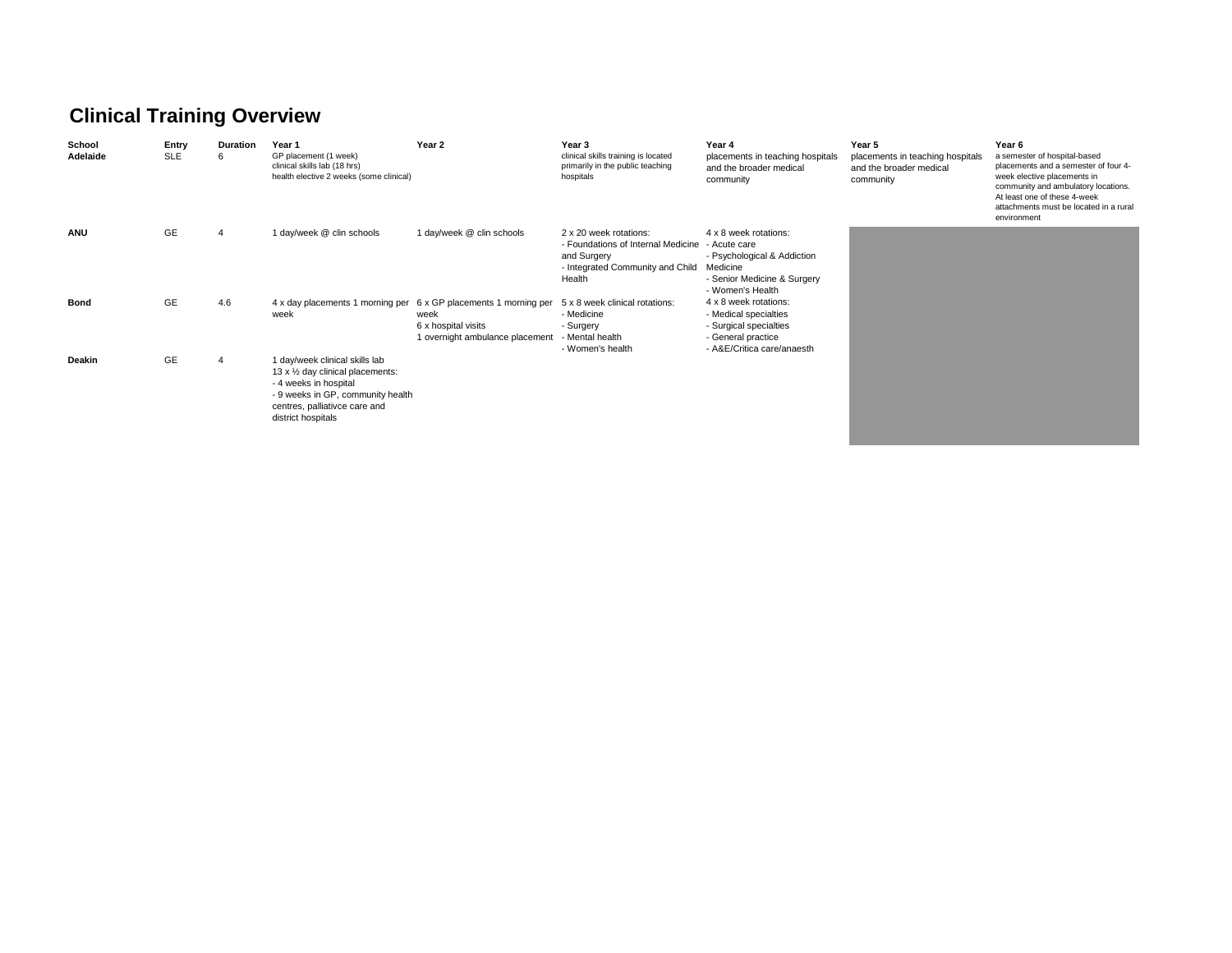# Clinical Training Overview

| School | Entry | Duration | Year 1 | Year 2 | Year 3 | Year 4 | Year 5 | Year 6 |
|---|---|---|---|---|---|---|---|---|
| Adelaide | SLE | 6 | GP placement (1 week)<br>clinical skills lab (18 hrs)<br>health elective 2 weeks (some clinical) | | clinical skills training is located primarily in the public teaching hospitals | placements in teaching hospitals and the broader medical community | placements in teaching hospitals and the broader medical community | a semester of hospital-based placements and a semester of four 4-week elective placements in community and ambulatory locations. At least one of these 4-week attachments must be located in a rural environment |
| ANU | GE | 4 | 1 day/week @ clin schools | 1 day/week @ clin schools | 2 x 20 week rotations:<br>- Foundations of Internal Medicine and Surgery<br>- Integrated Community and Child Health | 4 x 8 week rotations:<br>- Acute care<br>- Psychological & Addiction Medicine<br>- Senior Medicine & Surgery<br>- Women's Health | | |
| Bond | GE | 4.6 | 4 x day placements 1 morning per week | 6 x GP placements 1 morning per week<br>6 x hospital visits<br>1 overnight ambulance placement | 5 x 8 week clinical rotations:<br>- Medicine<br>- Surgery<br>- Mental health<br>- Women's health | 4 x 8 week rotations:<br>- Medical specialties<br>- Surgical specialties<br>- General practice<br>- A&E/Critica care/anaesth | | |
| Deakin | GE | 4 | 1 day/week clinical skills lab<br>13 x ½ day clinical placements:<br>- 4 weeks in hospital<br>- 9 weeks in GP, community health centres, palliativce care and district hospitals | | | | | |